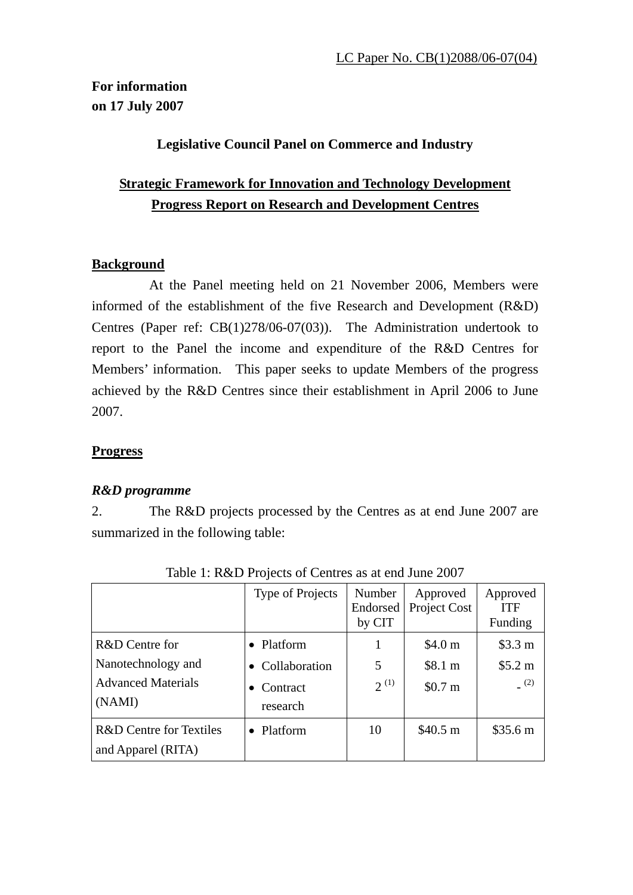LC Paper No. CB(1)2088/06-07(04)

**For information**
**on 17 July 2007**

**Legislative Council Panel on Commerce and Industry**

**Strategic Framework for Innovation and Technology Development**
**Progress Report on Research and Development Centres**

## Background

At the Panel meeting held on 21 November 2006, Members were informed of the establishment of the five Research and Development (R&D) Centres (Paper ref: CB(1)278/06-07(03)). The Administration undertook to report to the Panel the income and expenditure of the R&D Centres for Members' information. This paper seeks to update Members of the progress achieved by the R&D Centres since their establishment in April 2006 to June 2007.

## Progress

### *R&D programme*

2. The R&D projects processed by the Centres as at end June 2007 are summarized in the following table:

Table 1: R&D Projects of Centres as at end June 2007

| | Type of Projects | Number Endorsed by CIT | Approved Project Cost | Approved ITF Funding |
|---|---|---|---|---|
| R&D Centre for Nanotechnology and Advanced Materials (NAMI) | • Platform<br>• Collaboration<br>• Contract research | 1<br>5<br>2 (1) | \$4.0 m<br>\$8.1 m<br>\$0.7 m | \$3.3 m<br>\$5.2 m<br>- (2) |
| R&D Centre for Textiles and Apparel (RITA) | • Platform | 10 | \$40.5 m | \$35.6 m |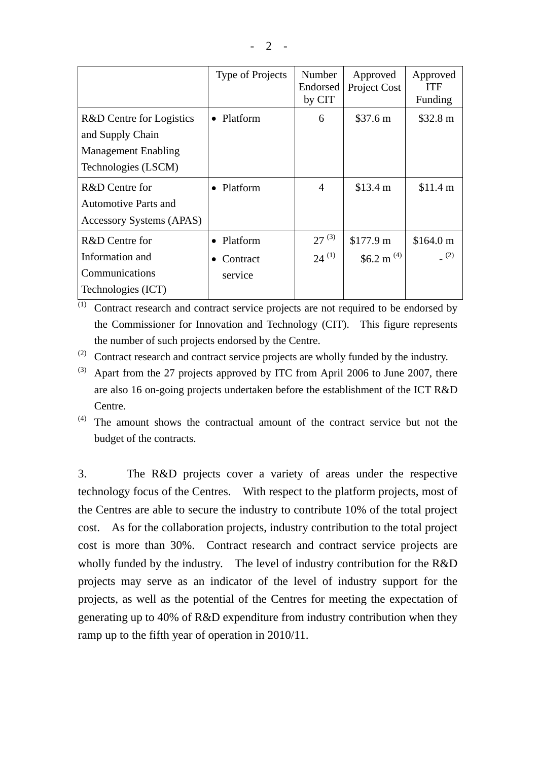| | Type of Projects | Number Endorsed by CIT | Approved Project Cost | Approved ITF Funding |
|---|---|---|---|---|
| R&D Centre for Logistics and Supply Chain Management Enabling Technologies (LSCM) | • Platform | 6 | $37.6 m | $32.8 m |
| R&D Centre for Automotive Parts and Accessory Systems (APAS) | • Platform | 4 | $13.4 m | $11.4 m |
| R&D Centre for Information and Communications Technologies (ICT) | • Platform<br>• Contract service | 27 [(3)]<br>24 [(1)] | $177.9 m<br>$6.2 m [(4)] | $164.0 m<br>- [(2)] |

[(1)] Contract research and contract service projects are not required to be endorsed by the Commissioner for Innovation and Technology (CIT). This figure represents the number of such projects endorsed by the Centre.

[(2)] Contract research and contract service projects are wholly funded by the industry.

[(3)] Apart from the 27 projects approved by ITC from April 2006 to June 2007, there are also 16 on-going projects undertaken before the establishment of the ICT R&D Centre.

[(4)] The amount shows the contractual amount of the contract service but not the budget of the contracts.

3. The R&D projects cover a variety of areas under the respective technology focus of the Centres. With respect to the platform projects, most of the Centres are able to secure the industry to contribute 10% of the total project cost. As for the collaboration projects, industry contribution to the total project cost is more than 30%. Contract research and contract service projects are wholly funded by the industry. The level of industry contribution for the R&D projects may serve as an indicator of the level of industry support for the projects, as well as the potential of the Centres for meeting the expectation of generating up to 40% of R&D expenditure from industry contribution when they ramp up to the fifth year of operation in 2010/11.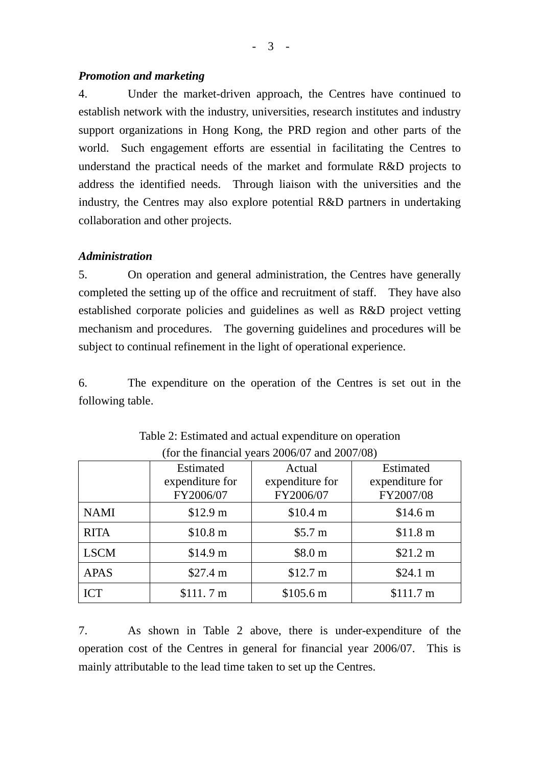***Promotion and marketing***

4. Under the market-driven approach, the Centres have continued to establish network with the industry, universities, research institutes and industry support organizations in Hong Kong, the PRD region and other parts of the world. Such engagement efforts are essential in facilitating the Centres to understand the practical needs of the market and formulate R&D projects to address the identified needs. Through liaison with the universities and the industry, the Centres may also explore potential R&D partners in undertaking collaboration and other projects.

***Administration***

5. On operation and general administration, the Centres have generally completed the setting up of the office and recruitment of staff. They have also established corporate policies and guidelines as well as R&D project vetting mechanism and procedures. The governing guidelines and procedures will be subject to continual refinement in the light of operational experience.

6. The expenditure on the operation of the Centres is set out in the following table.

Table 2: Estimated and actual expenditure on operation
(for the financial years 2006/07 and 2007/08)

| | Estimated expenditure for FY2006/07 | Actual expenditure for FY2006/07 | Estimated expenditure for FY2007/08 |
|---|---|---|---|
| NAMI | $12.9 m | $10.4 m | $14.6 m |
| RITA | $10.8 m | $5.7 m | $11.8 m |
| LSCM | $14.9 m | $8.0 m | $21.2 m |
| APAS | $27.4 m | $12.7 m | $24.1 m |
| ICT | $111. 7 m | $105.6 m | $111.7 m |

7. As shown in Table 2 above, there is under-expenditure of the operation cost of the Centres in general for financial year 2006/07. This is mainly attributable to the lead time taken to set up the Centres.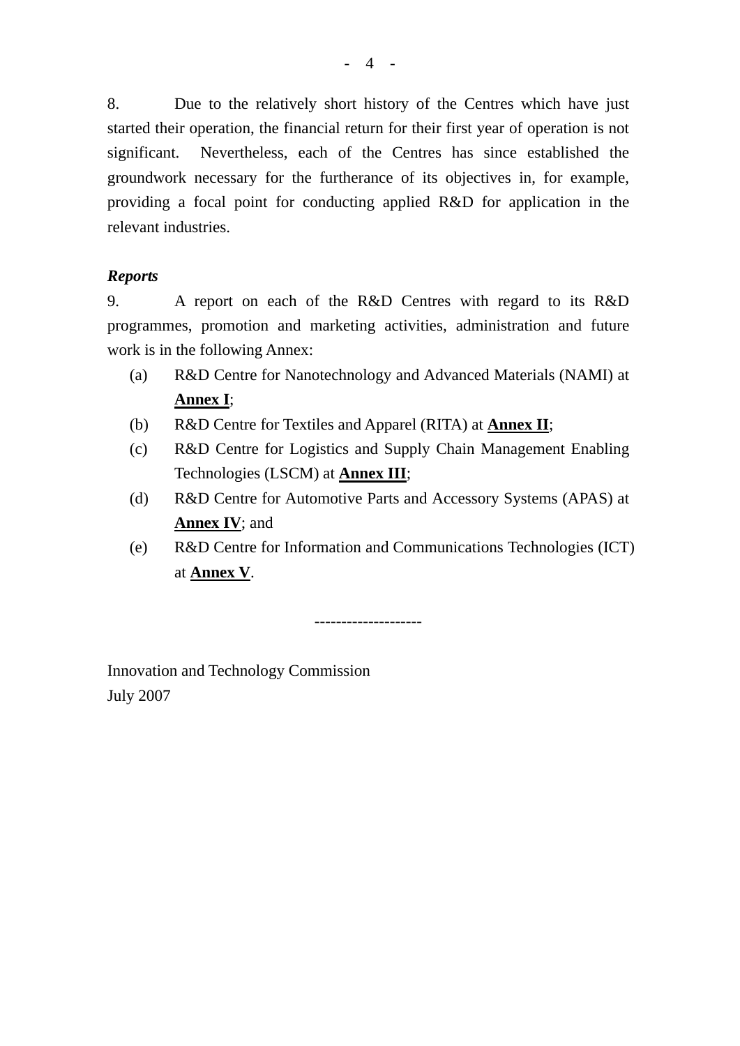8. Due to the relatively short history of the Centres which have just started their operation, the financial return for their first year of operation is not significant. Nevertheless, each of the Centres has since established the groundwork necessary for the furtherance of its objectives in, for example, providing a focal point for conducting applied R&D for application in the relevant industries.

***Reports***

9. A report on each of the R&D Centres with regard to its R&D programmes, promotion and marketing activities, administration and future work is in the following Annex:

(a) R&D Centre for Nanotechnology and Advanced Materials (NAMI) at **Annex I**;

(b) R&D Centre for Textiles and Apparel (RITA) at **Annex II**;

(c) R&D Centre for Logistics and Supply Chain Management Enabling Technologies (LSCM) at **Annex III**;

(d) R&D Centre for Automotive Parts and Accessory Systems (APAS) at **Annex IV**; and

(e) R&D Centre for Information and Communications Technologies (ICT) at **Annex V**.

--------------------

Innovation and Technology Commission
July 2007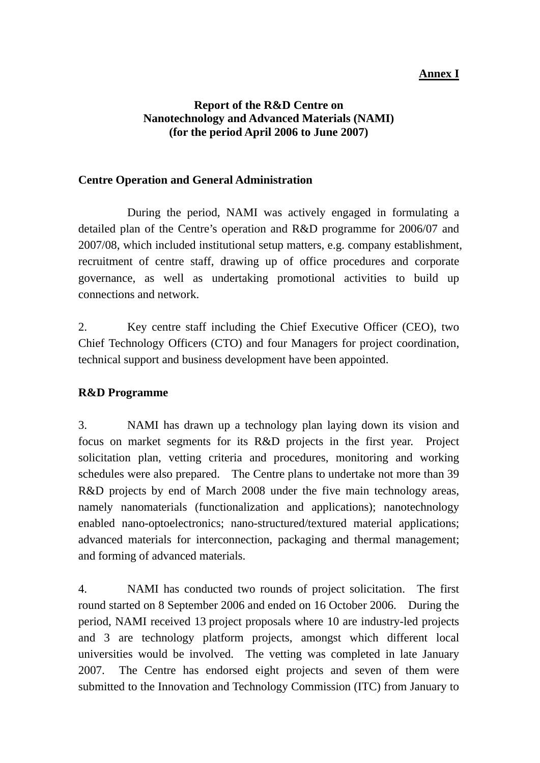**Annex I**

**Report of the R&D Centre on Nanotechnology and Advanced Materials (NAMI) (for the period April 2006 to June 2007)**

## Centre Operation and General Administration

During the period, NAMI was actively engaged in formulating a detailed plan of the Centre's operation and R&D programme for 2006/07 and 2007/08, which included institutional setup matters, e.g. company establishment, recruitment of centre staff, drawing up of office procedures and corporate governance, as well as undertaking promotional activities to build up connections and network.

2. Key centre staff including the Chief Executive Officer (CEO), two Chief Technology Officers (CTO) and four Managers for project coordination, technical support and business development have been appointed.

## R&D Programme

3. NAMI has drawn up a technology plan laying down its vision and focus on market segments for its R&D projects in the first year. Project solicitation plan, vetting criteria and procedures, monitoring and working schedules were also prepared. The Centre plans to undertake not more than 39 R&D projects by end of March 2008 under the five main technology areas, namely nanomaterials (functionalization and applications); nanotechnology enabled nano-optoelectronics; nano-structured/textured material applications; advanced materials for interconnection, packaging and thermal management; and forming of advanced materials.

4. NAMI has conducted two rounds of project solicitation. The first round started on 8 September 2006 and ended on 16 October 2006. During the period, NAMI received 13 project proposals where 10 are industry-led projects and 3 are technology platform projects, amongst which different local universities would be involved. The vetting was completed in late January 2007. The Centre has endorsed eight projects and seven of them were submitted to the Innovation and Technology Commission (ITC) from January to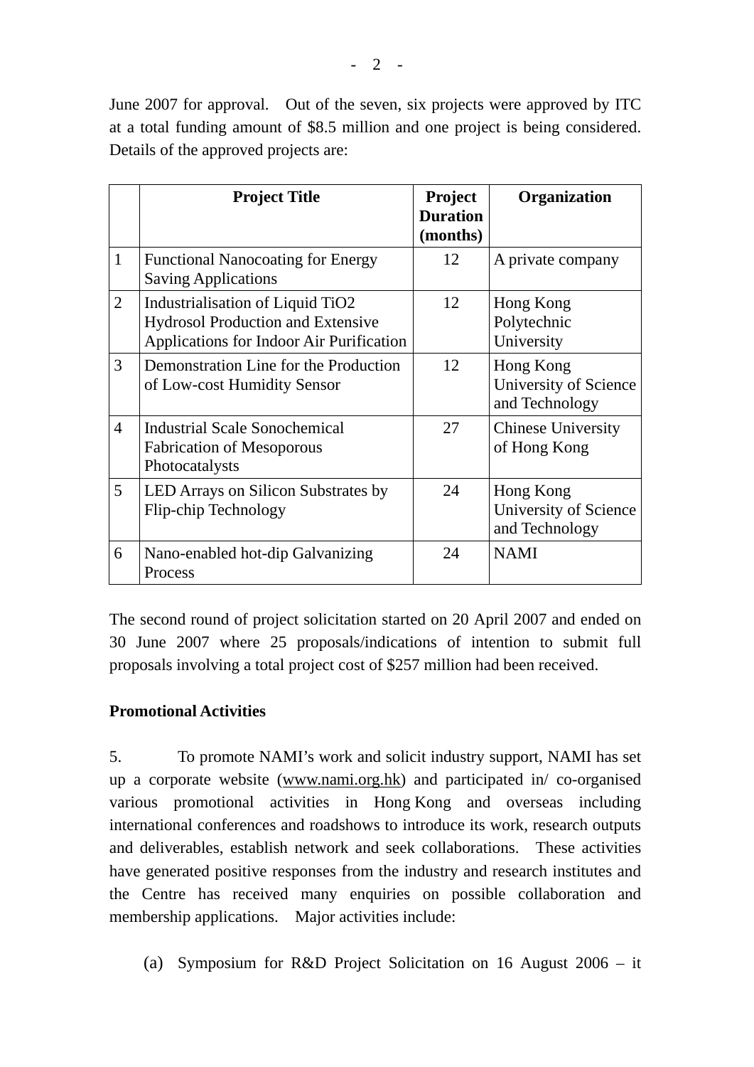June 2007 for approval. Out of the seven, six projects were approved by ITC at a total funding amount of $8.5 million and one project is being considered. Details of the approved projects are:

| | Project Title | Project Duration (months) | Organization |
|---|---|---|---|
| 1 | Functional Nanocoating for Energy Saving Applications | 12 | A private company |
| 2 | Industrialisation of Liquid $TiO_2$ Hydrosol Production and Extensive Applications for Indoor Air Purification | 12 | Hong Kong Polytechnic University |
| 3 | Demonstration Line for the Production of Low-cost Humidity Sensor | 12 | Hong Kong University of Science and Technology |
| 4 | Industrial Scale Sonochemical Fabrication of Mesoporous Photocatalysts | 27 | Chinese University of Hong Kong |
| 5 | LED Arrays on Silicon Substrates by Flip-chip Technology | 24 | Hong Kong University of Science and Technology |
| 6 | Nano-enabled hot-dip Galvanizing Process | 24 | NAMI |

The second round of project solicitation started on 20 April 2007 and ended on 30 June 2007 where 25 proposals/indications of intention to submit full proposals involving a total project cost of $257 million had been received.

**Promotional Activities**

5. To promote NAMI's work and solicit industry support, NAMI has set up a corporate website (www.nami.org.hk) and participated in/ co-organised various promotional activities in Hong Kong and overseas including international conferences and roadshows to introduce its work, research outputs and deliverables, establish network and seek collaborations. These activities have generated positive responses from the industry and research institutes and the Centre has received many enquiries on possible collaboration and membership applications. Major activities include:

(a) Symposium for R&D Project Solicitation on 16 August 2006 – it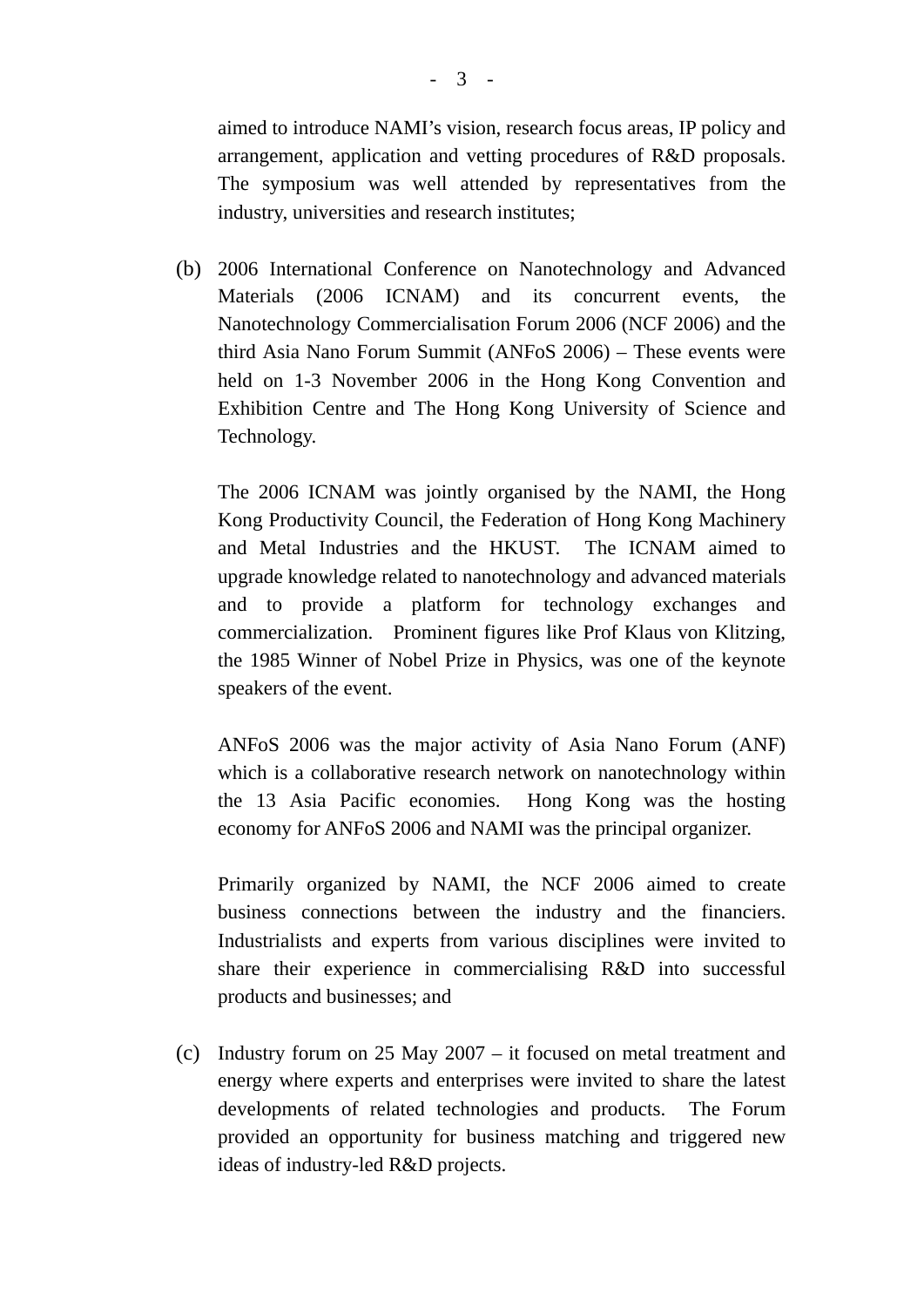aimed to introduce NAMI’s vision, research focus areas, IP policy and arrangement, application and vetting procedures of R&D proposals. The symposium was well attended by representatives from the industry, universities and research institutes;

(b) 2006 International Conference on Nanotechnology and Advanced Materials (2006 ICNAM) and its concurrent events, the Nanotechnology Commercialisation Forum 2006 (NCF 2006) and the third Asia Nano Forum Summit (ANFoS 2006) – These events were held on 1-3 November 2006 in the Hong Kong Convention and Exhibition Centre and The Hong Kong University of Science and Technology.

The 2006 ICNAM was jointly organised by the NAMI, the Hong Kong Productivity Council, the Federation of Hong Kong Machinery and Metal Industries and the HKUST. The ICNAM aimed to upgrade knowledge related to nanotechnology and advanced materials and to provide a platform for technology exchanges and commercialization. Prominent figures like Prof Klaus von Klitzing, the 1985 Winner of Nobel Prize in Physics, was one of the keynote speakers of the event.

ANFoS 2006 was the major activity of Asia Nano Forum (ANF) which is a collaborative research network on nanotechnology within the 13 Asia Pacific economies. Hong Kong was the hosting economy for ANFoS 2006 and NAMI was the principal organizer.

Primarily organized by NAMI, the NCF 2006 aimed to create business connections between the industry and the financiers. Industrialists and experts from various disciplines were invited to share their experience in commercialising R&D into successful products and businesses; and

(c) Industry forum on 25 May 2007 – it focused on metal treatment and energy where experts and enterprises were invited to share the latest developments of related technologies and products. The Forum provided an opportunity for business matching and triggered new ideas of industry-led R&D projects.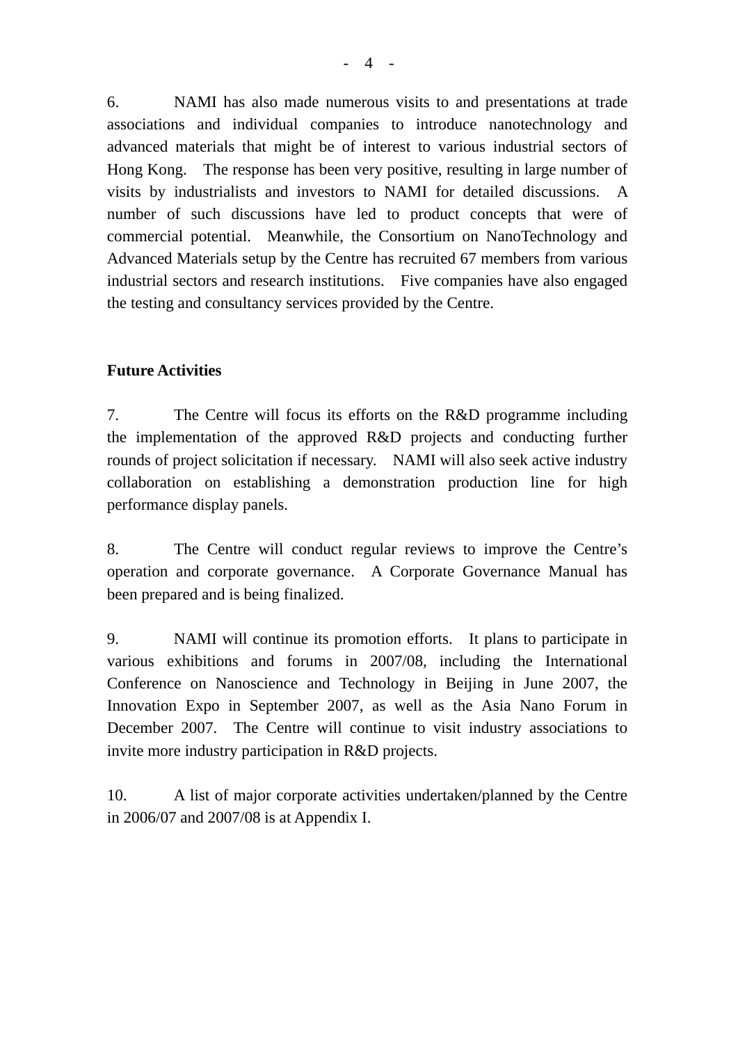6. NAMI has also made numerous visits to and presentations at trade associations and individual companies to introduce nanotechnology and advanced materials that might be of interest to various industrial sectors of Hong Kong. The response has been very positive, resulting in large number of visits by industrialists and investors to NAMI for detailed discussions. A number of such discussions have led to product concepts that were of commercial potential. Meanwhile, the Consortium on NanoTechnology and Advanced Materials setup by the Centre has recruited 67 members from various industrial sectors and research institutions. Five companies have also engaged the testing and consultancy services provided by the Centre.

**Future Activities**

7. The Centre will focus its efforts on the R&D programme including the implementation of the approved R&D projects and conducting further rounds of project solicitation if necessary. NAMI will also seek active industry collaboration on establishing a demonstration production line for high performance display panels.

8. The Centre will conduct regular reviews to improve the Centre's operation and corporate governance. A Corporate Governance Manual has been prepared and is being finalized.

9. NAMI will continue its promotion efforts. It plans to participate in various exhibitions and forums in 2007/08, including the International Conference on Nanoscience and Technology in Beijing in June 2007, the Innovation Expo in September 2007, as well as the Asia Nano Forum in December 2007. The Centre will continue to visit industry associations to invite more industry participation in R&D projects.

10. A list of major corporate activities undertaken/planned by the Centre in 2006/07 and 2007/08 is at Appendix I.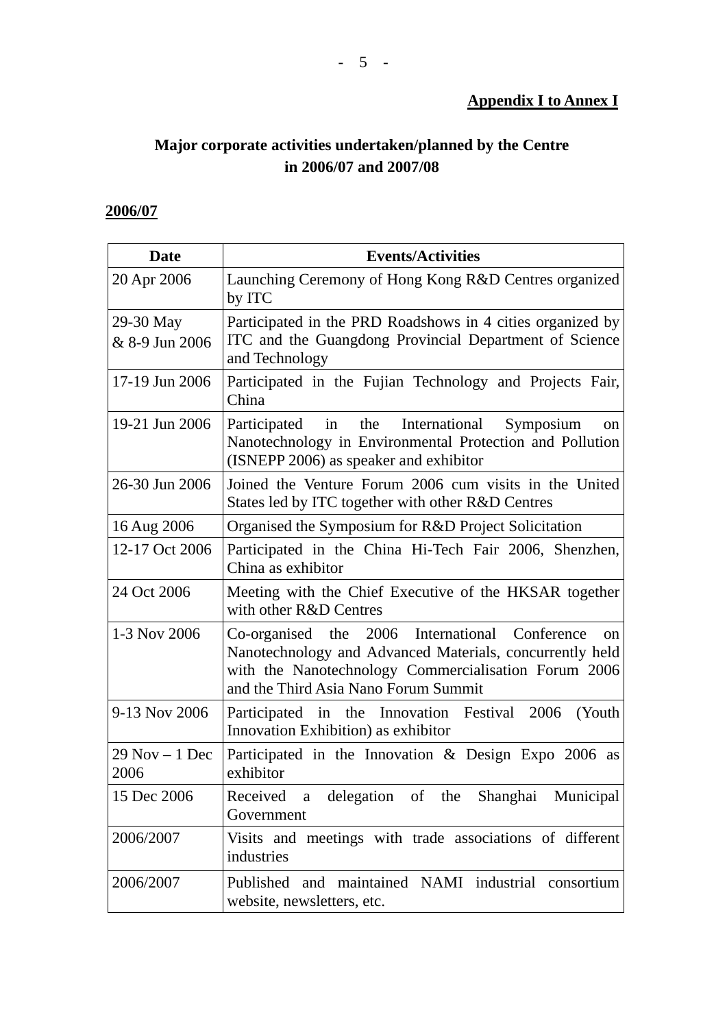**Appendix I to Annex I**

## Major corporate activities undertaken/planned by the Centre in 2006/07 and 2007/08

**2006/07**

| Date | Events/Activities |
|---|---|
| 20 Apr 2006 | Launching Ceremony of Hong Kong R&D Centres organized by ITC |
| 29-30 May & 8-9 Jun 2006 | Participated in the PRD Roadshows in 4 cities organized by ITC and the Guangdong Provincial Department of Science and Technology |
| 17-19 Jun 2006 | Participated in the Fujian Technology and Projects Fair, China |
| 19-21 Jun 2006 | Participated in the International Symposium on Nanotechnology in Environmental Protection and Pollution (ISNEPP 2006) as speaker and exhibitor |
| 26-30 Jun 2006 | Joined the Venture Forum 2006 cum visits in the United States led by ITC together with other R&D Centres |
| 16 Aug 2006 | Organised the Symposium for R&D Project Solicitation |
| 12-17 Oct 2006 | Participated in the China Hi-Tech Fair 2006, Shenzhen, China as exhibitor |
| 24 Oct 2006 | Meeting with the Chief Executive of the HKSAR together with other R&D Centres |
| 1-3 Nov 2006 | Co-organised the 2006 International Conference on Nanotechnology and Advanced Materials, concurrently held with the Nanotechnology Commercialisation Forum 2006 and the Third Asia Nano Forum Summit |
| 9-13 Nov 2006 | Participated in the Innovation Festival 2006 (Youth Innovation Exhibition) as exhibitor |
| 29 Nov – 1 Dec 2006 | Participated in the Innovation & Design Expo 2006 as exhibitor |
| 15 Dec 2006 | Received a delegation of the Shanghai Municipal Government |
| 2006/2007 | Visits and meetings with trade associations of different industries |
| 2006/2007 | Published and maintained NAMI industrial consortium website, newsletters, etc. |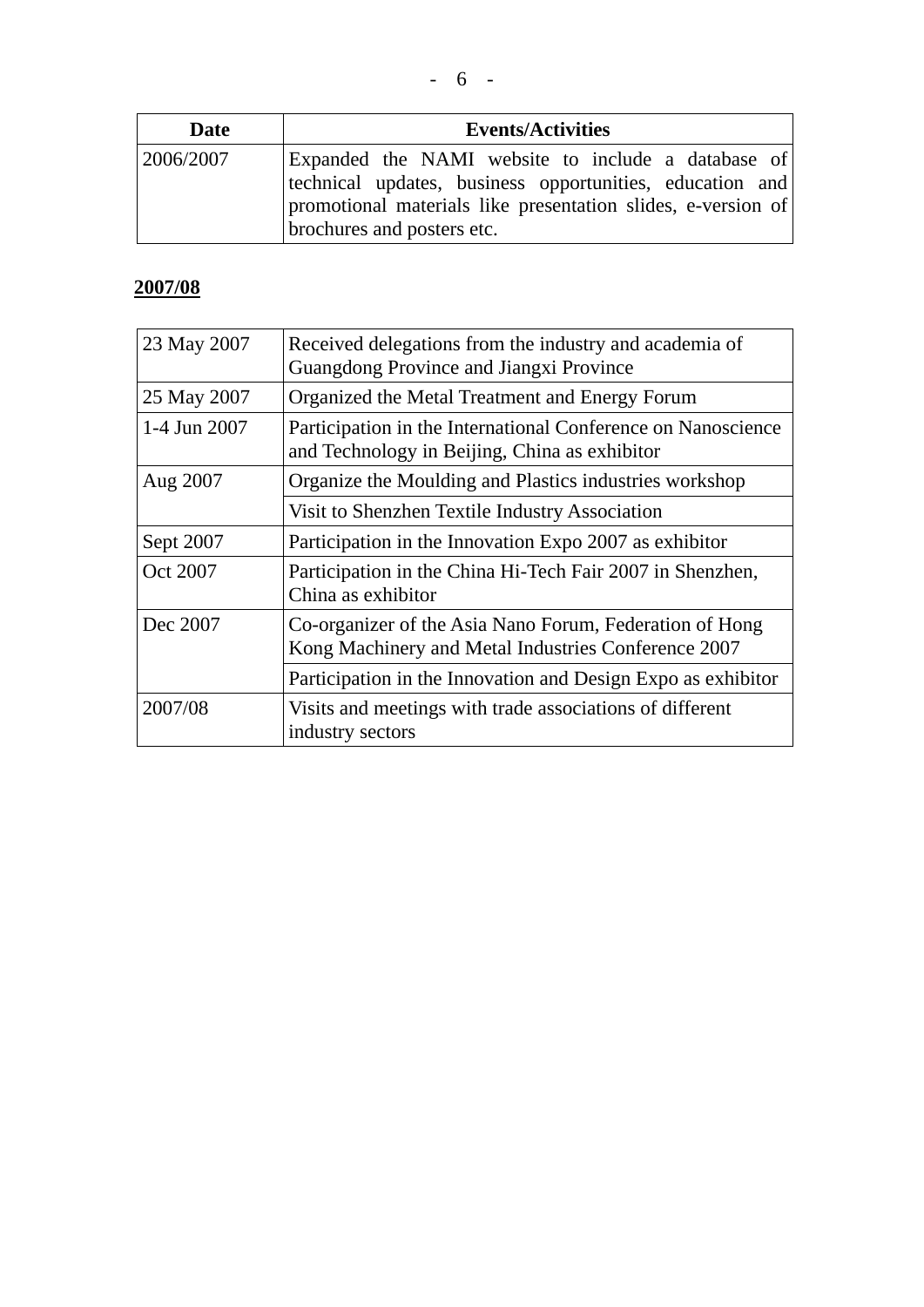| Date | Events/Activities |
|---|---|
| 2006/2007 | Expanded the NAMI website to include a database of technical updates, business opportunities, education and promotional materials like presentation slides, e-version of brochures and posters etc. |

**2007/08**

| | |
|---|---|
| 23 May 2007 | Received delegations from the industry and academia of Guangdong Province and Jiangxi Province |
| 25 May 2007 | Organized the Metal Treatment and Energy Forum |
| 1-4 Jun 2007 | Participation in the International Conference on Nanoscience and Technology in Beijing, China as exhibitor |
| Aug 2007 | Organize the Moulding and Plastics industries workshop |
| | Visit to Shenzhen Textile Industry Association |
| Sept 2007 | Participation in the Innovation Expo 2007 as exhibitor |
| Oct 2007 | Participation in the China Hi-Tech Fair 2007 in Shenzhen, China as exhibitor |
| Dec 2007 | Co-organizer of the Asia Nano Forum, Federation of Hong Kong Machinery and Metal Industries Conference 2007 |
| | Participation in the Innovation and Design Expo as exhibitor |
| 2007/08 | Visits and meetings with trade associations of different industry sectors |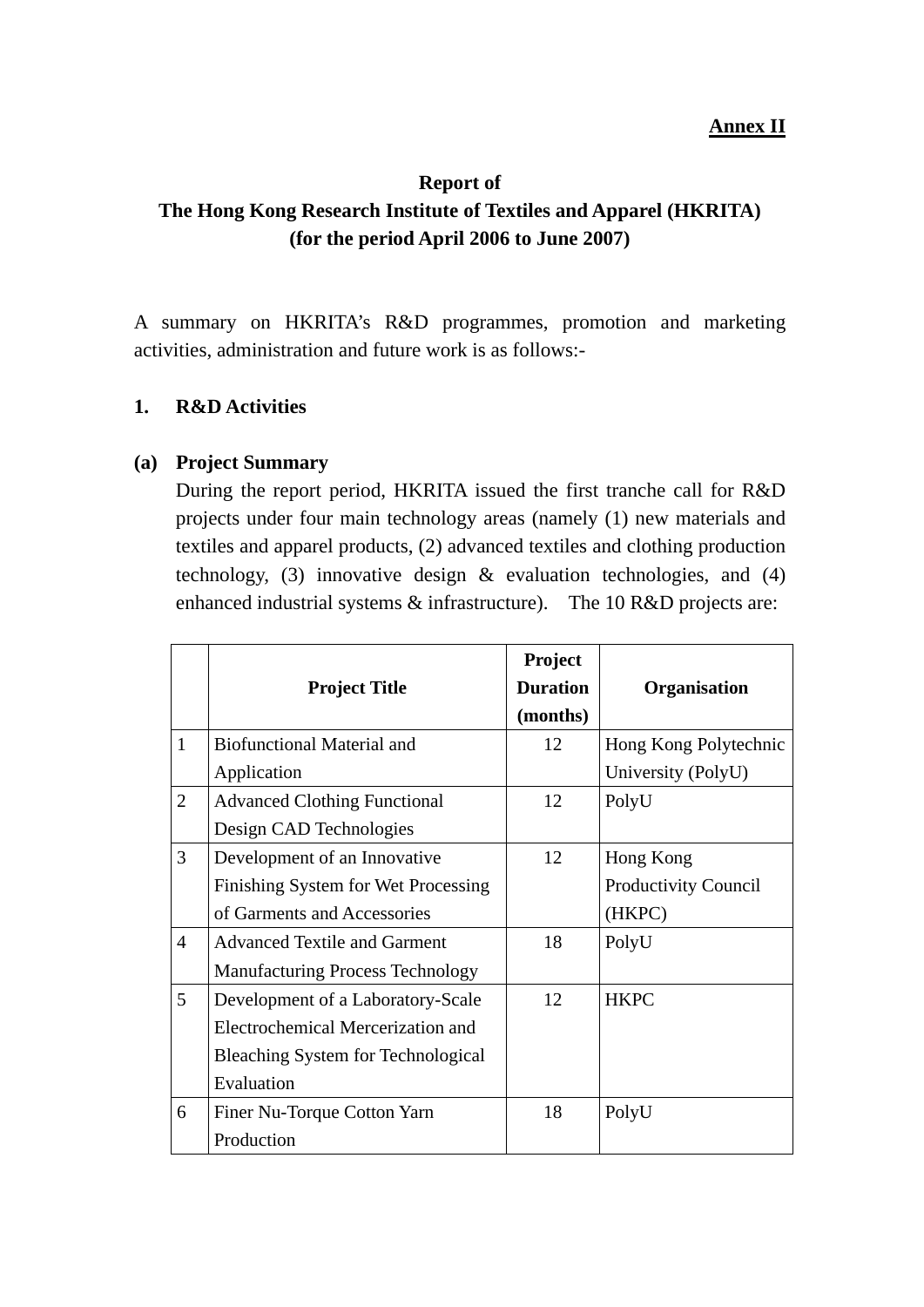**Annex II**

**Report of**
**The Hong Kong Research Institute of Textiles and Apparel (HKRITA)**
**(for the period April 2006 to June 2007)**

A summary on HKRITA's R&D programmes, promotion and marketing activities, administration and future work is as follows:-

## 1. R&D Activities

### (a) Project Summary

During the report period, HKRITA issued the first tranche call for R&D projects under four main technology areas (namely (1) new materials and textiles and apparel products, (2) advanced textiles and clothing production technology, (3) innovative design & evaluation technologies, and (4) enhanced industrial systems & infrastructure). The 10 R&D projects are:

| | Project Title | Project Duration (months) | Organisation |
|---|---|---|---|
| 1 | Biofunctional Material and Application | 12 | Hong Kong Polytechnic University (PolyU) |
| 2 | Advanced Clothing Functional Design CAD Technologies | 12 | PolyU |
| 3 | Development of an Innovative Finishing System for Wet Processing of Garments and Accessories | 12 | Hong Kong Productivity Council (HKPC) |
| 4 | Advanced Textile and Garment Manufacturing Process Technology | 18 | PolyU |
| 5 | Development of a Laboratory-Scale Electrochemical Mercerization and Bleaching System for Technological Evaluation | 12 | HKPC |
| 6 | Finer Nu-Torque Cotton Yarn Production | 18 | PolyU |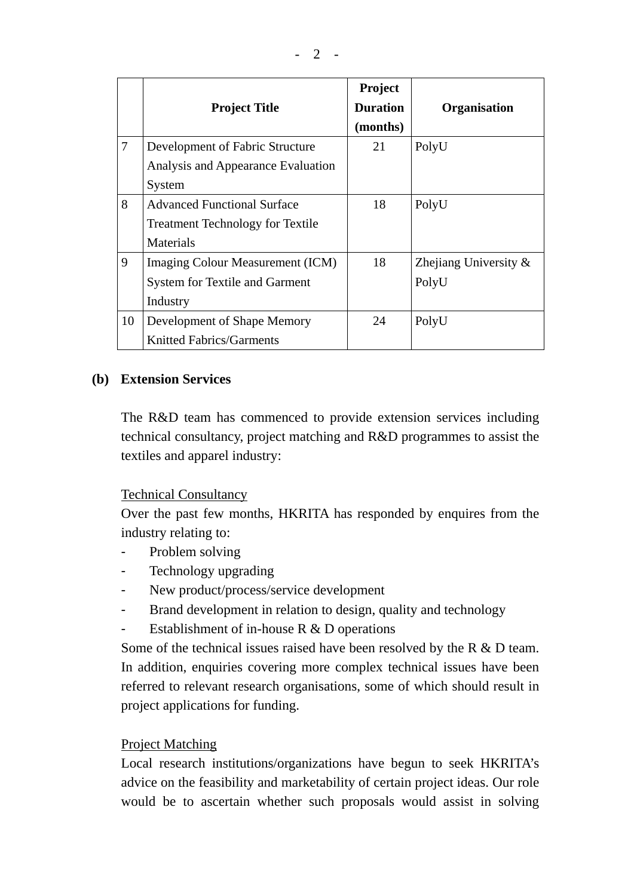|  | Project Title | Project Duration (months) | Organisation |
|---|---|---|---|
| 7 | Development of Fabric Structure Analysis and Appearance Evaluation System | 21 | PolyU |
| 8 | Advanced Functional Surface Treatment Technology for Textile Materials | 18 | PolyU |
| 9 | Imaging Colour Measurement (ICM) System for Textile and Garment Industry | 18 | Zhejiang University & PolyU |
| 10 | Development of Shape Memory Knitted Fabrics/Garments | 24 | PolyU |

**(b) Extension Services**

The R&D team has commenced to provide extension services including technical consultancy, project matching and R&D programmes to assist the textiles and apparel industry:

Technical Consultancy

Over the past few months, HKRITA has responded by enquires from the industry relating to:

- Problem solving
- Technology upgrading
- New product/process/service development
- Brand development in relation to design, quality and technology
- Establishment of in-house R & D operations

Some of the technical issues raised have been resolved by the R & D team. In addition, enquiries covering more complex technical issues have been referred to relevant research organisations, some of which should result in project applications for funding.

Project Matching

Local research institutions/organizations have begun to seek HKRITA's advice on the feasibility and marketability of certain project ideas. Our role would be to ascertain whether such proposals would assist in solving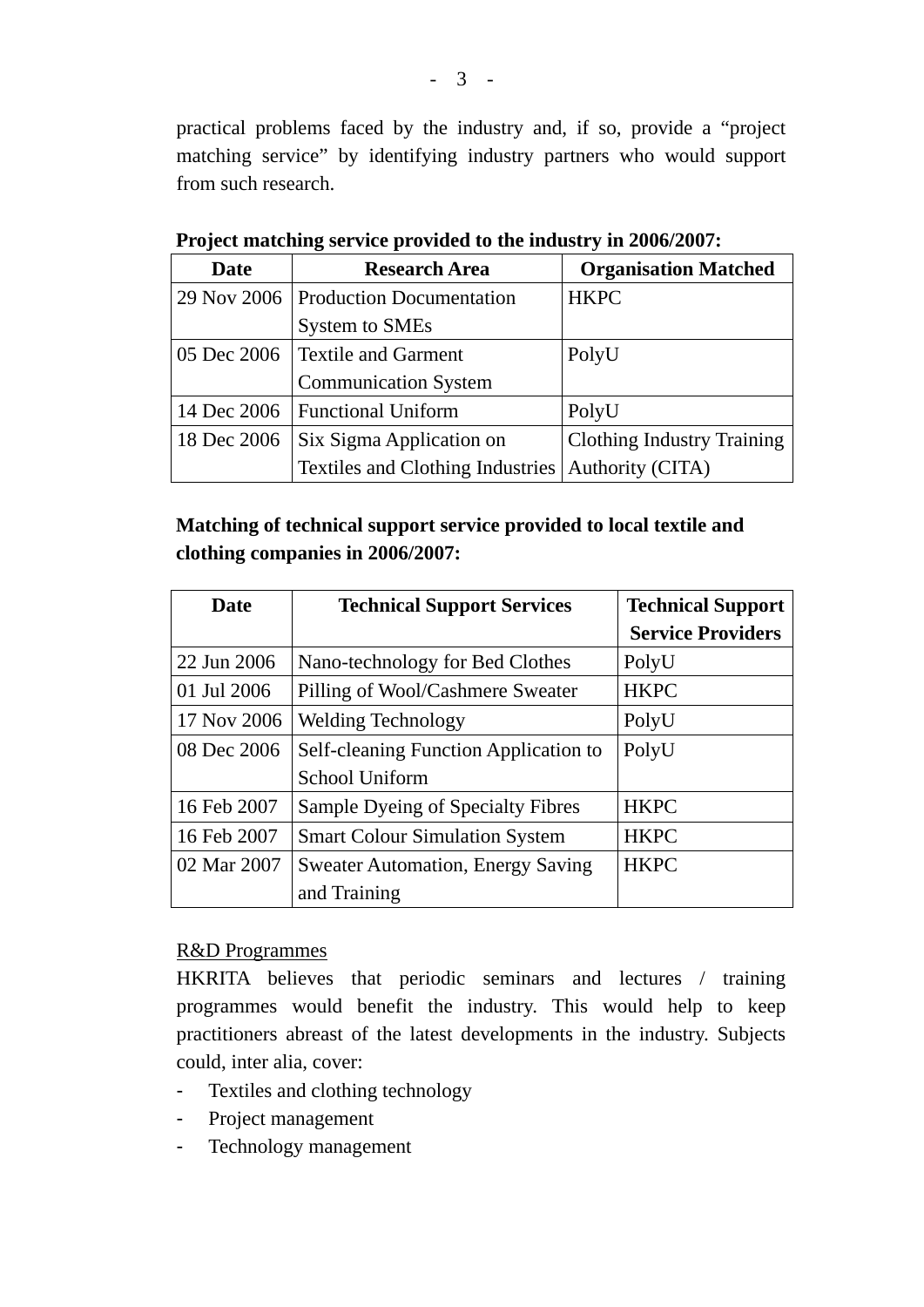practical problems faced by the industry and, if so, provide a "project matching service" by identifying industry partners who would support from such research.

**Project matching service provided to the industry in 2006/2007:**

| Date | Research Area | Organisation Matched |
|---|---|---|
| 29 Nov 2006 | Production Documentation System to SMEs | HKPC |
| 05 Dec 2006 | Textile and Garment Communication System | PolyU |
| 14 Dec 2006 | Functional Uniform | PolyU |
| 18 Dec 2006 | Six Sigma Application on Textiles and Clothing Industries | Clothing Industry Training Authority (CITA) |

**Matching of technical support service provided to local textile and clothing companies in 2006/2007:**

| Date | Technical Support Services | Technical Support Service Providers |
|---|---|---|
| 22 Jun 2006 | Nano-technology for Bed Clothes | PolyU |
| 01 Jul 2006 | Pilling of Wool/Cashmere Sweater | HKPC |
| 17 Nov 2006 | Welding Technology | PolyU |
| 08 Dec 2006 | Self-cleaning Function Application to School Uniform | PolyU |
| 16 Feb 2007 | Sample Dyeing of Specialty Fibres | HKPC |
| 16 Feb 2007 | Smart Colour Simulation System | HKPC |
| 02 Mar 2007 | Sweater Automation, Energy Saving and Training | HKPC |

R&D Programmes

HKRITA believes that periodic seminars and lectures / training programmes would benefit the industry. This would help to keep practitioners abreast of the latest developments in the industry. Subjects could, inter alia, cover:

- Textiles and clothing technology
- Project management
- Technology management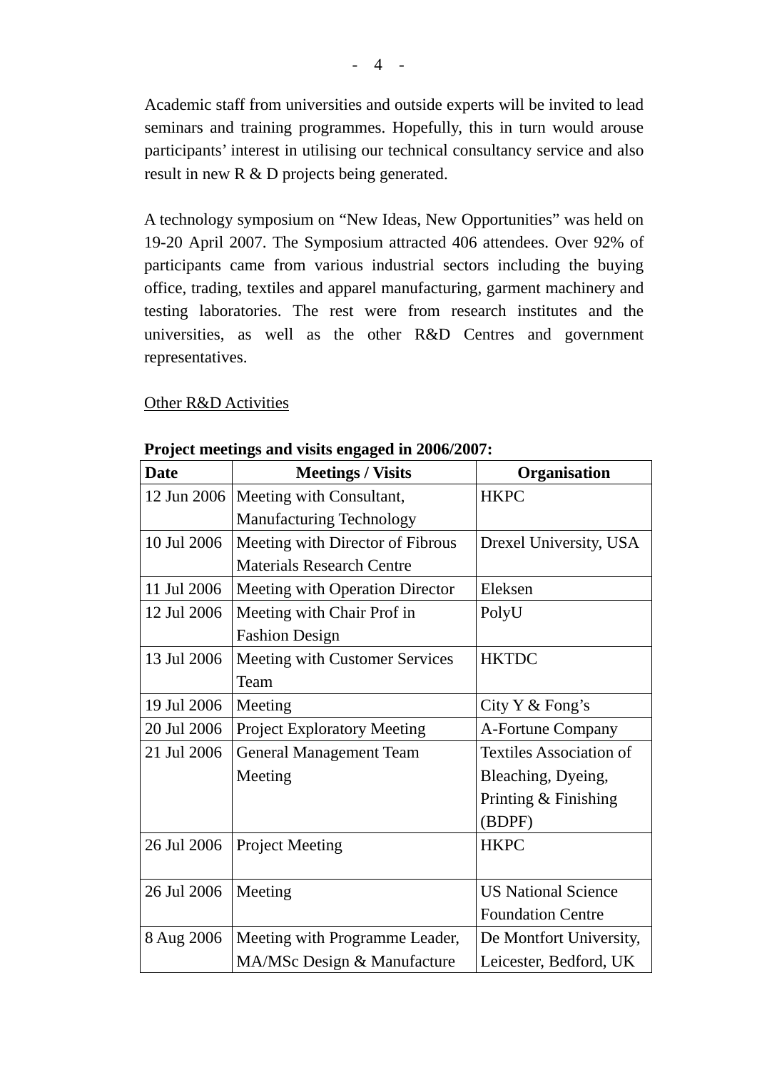Academic staff from universities and outside experts will be invited to lead seminars and training programmes. Hopefully, this in turn would arouse participants' interest in utilising our technical consultancy service and also result in new R & D projects being generated.

A technology symposium on "New Ideas, New Opportunities" was held on 19-20 April 2007. The Symposium attracted 406 attendees. Over 92% of participants came from various industrial sectors including the buying office, trading, textiles and apparel manufacturing, garment machinery and testing laboratories. The rest were from research institutes and the universities, as well as the other R&D Centres and government representatives.

<u>Other R&D Activities</u>

**Project meetings and visits engaged in 2006/2007:**

| Date | Meetings / Visits | Organisation |
|---|---|---|
| 12 Jun 2006 | Meeting with Consultant, Manufacturing Technology | HKPC |
| 10 Jul 2006 | Meeting with Director of Fibrous Materials Research Centre | Drexel University, USA |
| 11 Jul 2006 | Meeting with Operation Director | Eleksen |
| 12 Jul 2006 | Meeting with Chair Prof in Fashion Design | PolyU |
| 13 Jul 2006 | Meeting with Customer Services Team | HKTDC |
| 19 Jul 2006 | Meeting | City Y & Fong's |
| 20 Jul 2006 | Project Exploratory Meeting | A-Fortune Company |
| 21 Jul 2006 | General Management Team Meeting | Textiles Association of Bleaching, Dyeing, Printing & Finishing (BDPF) |
| 26 Jul 2006 | Project Meeting | HKPC |
| 26 Jul 2006 | Meeting | US National Science Foundation Centre |
| 8 Aug 2006 | Meeting with Programme Leader, MA/MSc Design & Manufacture | De Montfort University, Leicester, Bedford, UK |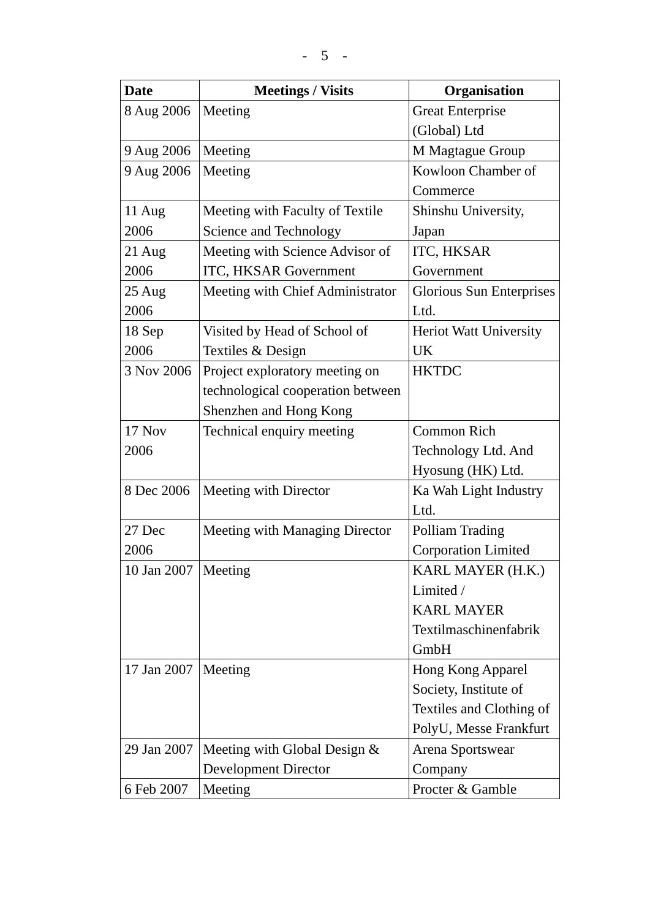| Date | Meetings / Visits | Organisation |
| --- | --- | --- |
| 8 Aug 2006 | Meeting | Great Enterprise (Global) Ltd |
| 9 Aug 2006 | Meeting | M Magtague Group |
| 9 Aug 2006 | Meeting | Kowloon Chamber of Commerce |
| 11 Aug 2006 | Meeting with Faculty of Textile Science and Technology | Shinshu University, Japan |
| 21 Aug 2006 | Meeting with Science Advisor of ITC, HKSAR Government | ITC, HKSAR Government |
| 25 Aug 2006 | Meeting with Chief Administrator | Glorious Sun Enterprises Ltd. |
| 18 Sep 2006 | Visited by Head of School of Textiles & Design | Heriot Watt University UK |
| 3 Nov 2006 | Project exploratory meeting on technological cooperation between Shenzhen and Hong Kong | HKTDC |
| 17 Nov 2006 | Technical enquiry meeting | Common Rich Technology Ltd. And Hyosung (HK) Ltd. |
| 8 Dec 2006 | Meeting with Director | Ka Wah Light Industry Ltd. |
| 27 Dec 2006 | Meeting with Managing Director | Polliam Trading Corporation Limited |
| 10 Jan 2007 | Meeting | KARL MAYER (H.K.) Limited / KARL MAYER Textilmaschinenfabrik GmbH |
| 17 Jan 2007 | Meeting | Hong Kong Apparel Society, Institute of Textiles and Clothing of PolyU, Messe Frankfurt |
| 29 Jan 2007 | Meeting with Global Design & Development Director | Arena Sportswear Company |
| 6 Feb 2007 | Meeting | Procter & Gamble |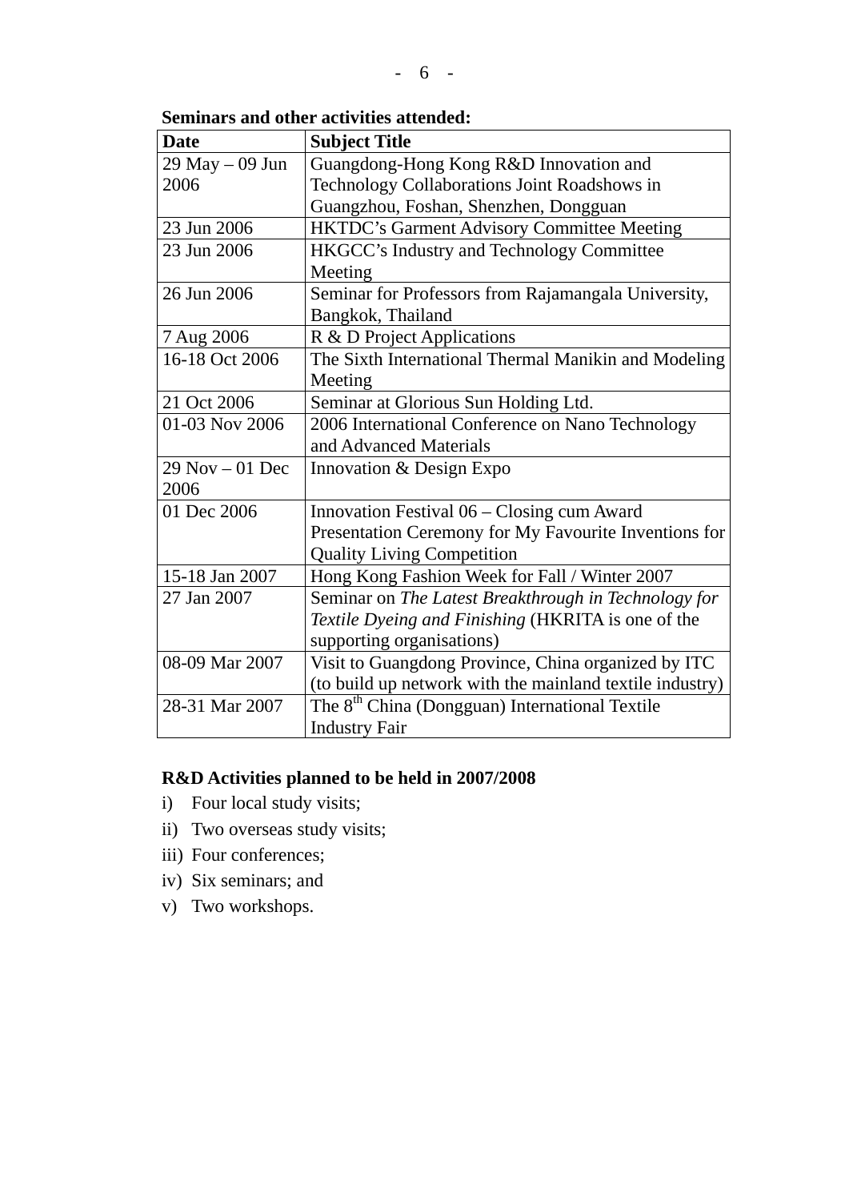**Seminars and other activities attended:**

| Date | Subject Title |
|---|---|
| 29 May – 09 Jun 2006 | Guangdong-Hong Kong R&D Innovation and Technology Collaborations Joint Roadshows in Guangzhou, Foshan, Shenzhen, Dongguan |
| 23 Jun 2006 | HKTDC's Garment Advisory Committee Meeting |
| 23 Jun 2006 | HKGCC's Industry and Technology Committee Meeting |
| 26 Jun 2006 | Seminar for Professors from Rajamangala University, Bangkok, Thailand |
| 7 Aug 2006 | R & D Project Applications |
| 16-18 Oct 2006 | The Sixth International Thermal Manikin and Modeling Meeting |
| 21 Oct 2006 | Seminar at Glorious Sun Holding Ltd. |
| 01-03 Nov 2006 | 2006 International Conference on Nano Technology and Advanced Materials |
| 29 Nov – 01 Dec 2006 | Innovation & Design Expo |
| 01 Dec 2006 | Innovation Festival 06 – Closing cum Award Presentation Ceremony for My Favourite Inventions for Quality Living Competition |
| 15-18 Jan 2007 | Hong Kong Fashion Week for Fall / Winter 2007 |
| 27 Jan 2007 | Seminar on *The Latest Breakthrough in Technology for Textile Dyeing and Finishing* (HKRITA is one of the supporting organisations) |
| 08-09 Mar 2007 | Visit to Guangdong Province, China organized by ITC (to build up network with the mainland textile industry) |
| 28-31 Mar 2007 | The 8th China (Dongguan) International Textile Industry Fair |

**R&D Activities planned to be held in 2007/2008**

i) Four local study visits;

ii) Two overseas study visits;

iii) Four conferences;

iv) Six seminars; and

v) Two workshops.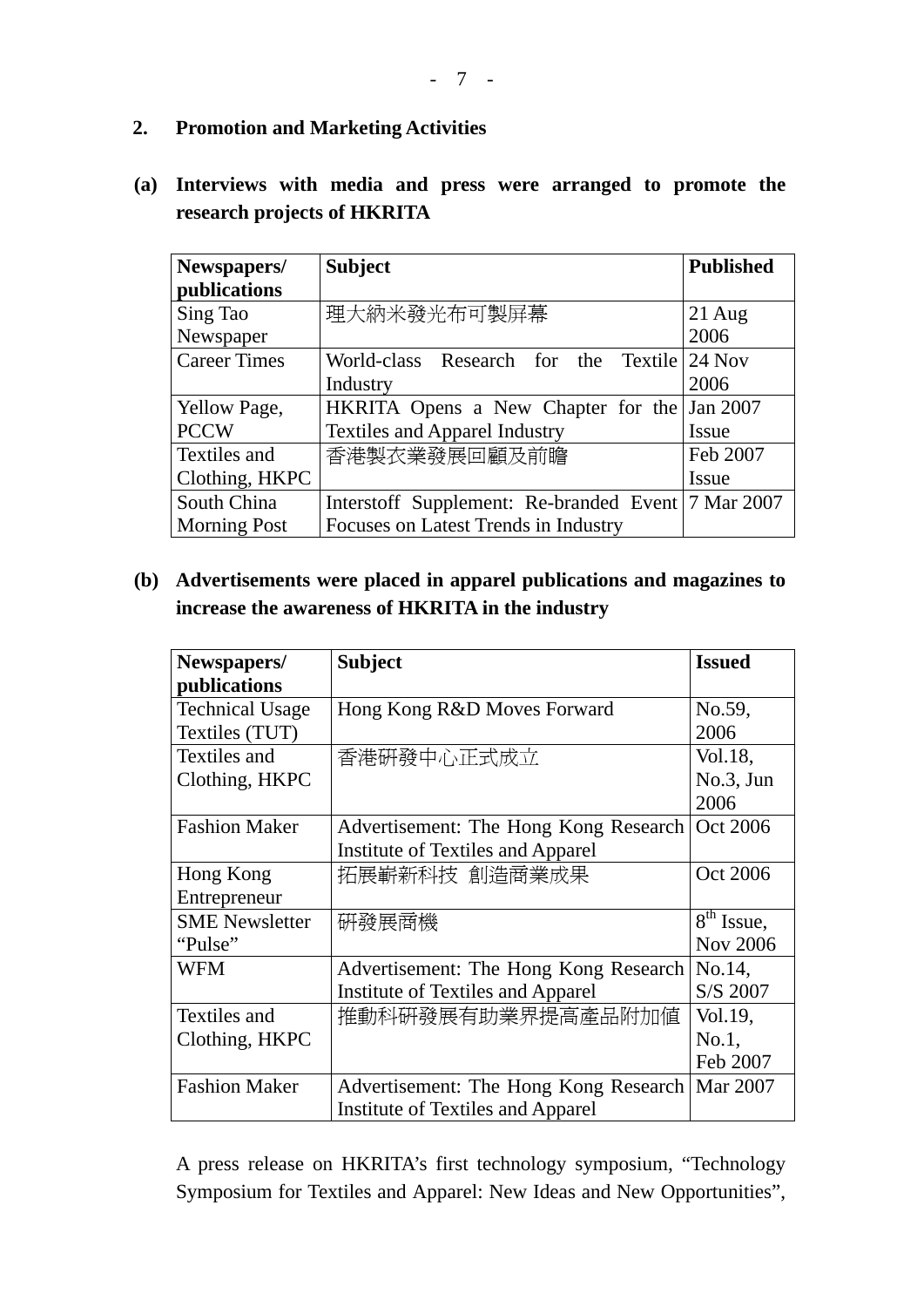## 2. Promotion and Marketing Activities

### (a) Interviews with media and press were arranged to promote the research projects of HKRITA

| Newspapers/ publications | Subject | Published |
|---|---|---|
| Sing Tao Newspaper | 理大納米發光布可製屏幕 | 21 Aug 2006 |
| Career Times | World-class Research for the Textile Industry | 24 Nov 2006 |
| Yellow Page, PCCW | HKRITA Opens a New Chapter for the Textiles and Apparel Industry | Jan 2007 Issue |
| Textiles and Clothing, HKPC | 香港製衣業發展回顧及前瞻 | Feb 2007 Issue |
| South China Morning Post | Interstoff Supplement: Re-branded Event Focuses on Latest Trends in Industry | 7 Mar 2007 |

### (b) Advertisements were placed in apparel publications and magazines to increase the awareness of HKRITA in the industry

| Newspapers/ publications | Subject | Issued |
|---|---|---|
| Technical Usage Textiles (TUT) | Hong Kong R&D Moves Forward | No.59, 2006 |
| Textiles and Clothing, HKPC | 香港研發中心正式成立 | Vol.18, No.3, Jun 2006 |
| Fashion Maker | Advertisement: The Hong Kong Research Institute of Textiles and Apparel | Oct 2006 |
| Hong Kong Entrepreneur | 拓展嶄新科技 創造商業成果 | Oct 2006 |
| SME Newsletter "Pulse" | 研發展商機 | 8th Issue, Nov 2006 |
| WFM | Advertisement: The Hong Kong Research Institute of Textiles and Apparel | No.14, S/S 2007 |
| Textiles and Clothing, HKPC | 推動科研發展有助業界提高產品附加值 | Vol.19, No.1, Feb 2007 |
| Fashion Maker | Advertisement: The Hong Kong Research Institute of Textiles and Apparel | Mar 2007 |

A press release on HKRITA's first technology symposium, "Technology Symposium for Textiles and Apparel: New Ideas and New Opportunities",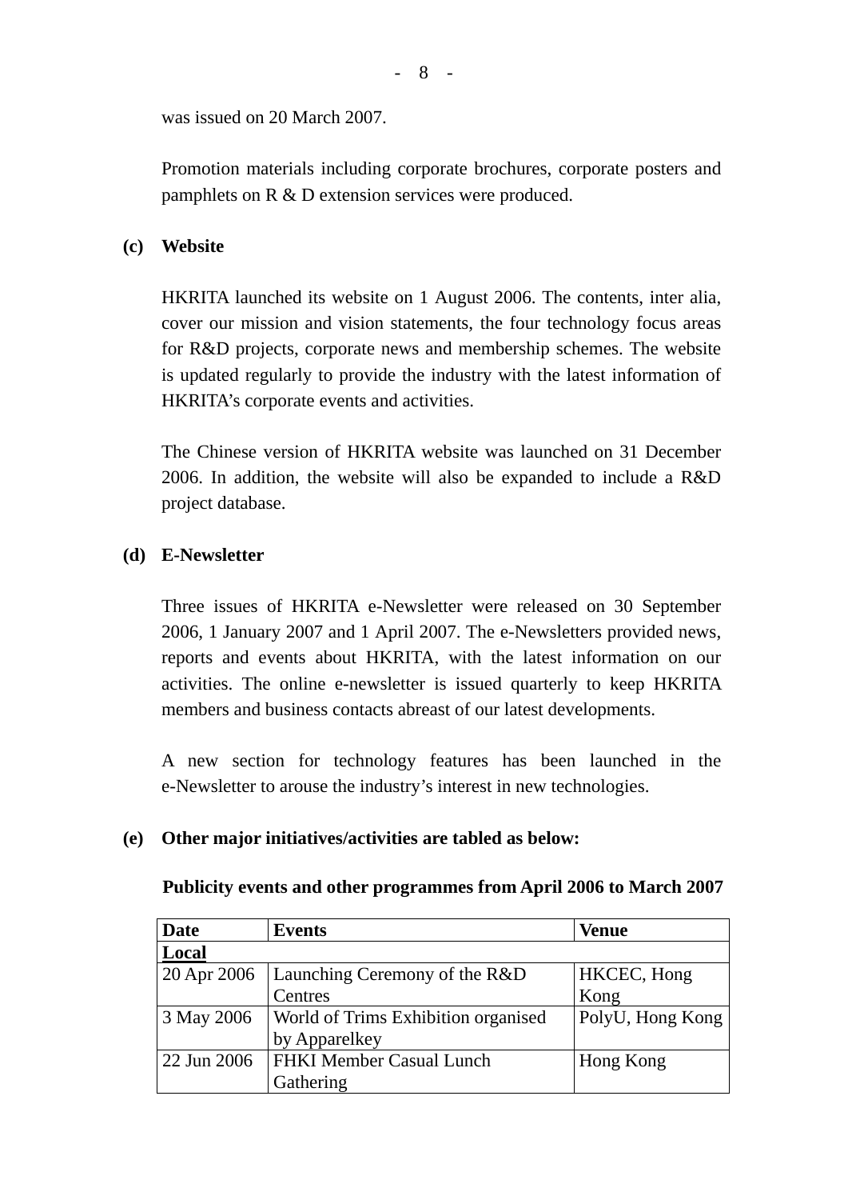was issued on 20 March 2007.

Promotion materials including corporate brochures, corporate posters and pamphlets on R & D extension services were produced.

**(c) Website**

HKRITA launched its website on 1 August 2006. The contents, inter alia, cover our mission and vision statements, the four technology focus areas for R&D projects, corporate news and membership schemes. The website is updated regularly to provide the industry with the latest information of HKRITA's corporate events and activities.

The Chinese version of HKRITA website was launched on 31 December 2006. In addition, the website will also be expanded to include a R&D project database.

**(d) E-Newsletter**

Three issues of HKRITA e-Newsletter were released on 30 September 2006, 1 January 2007 and 1 April 2007. The e-Newsletters provided news, reports and events about HKRITA, with the latest information on our activities. The online e-newsletter is issued quarterly to keep HKRITA members and business contacts abreast of our latest developments.

A new section for technology features has been launched in the e-Newsletter to arouse the industry's interest in new technologies.

**(e) Other major initiatives/activities are tabled as below:**

**Publicity events and other programmes from April 2006 to March 2007**

| Date | Events | Venue |
|---|---|---|
| **Local** | | |
| 20 Apr 2006 | Launching Ceremony of the R&D Centres | HKCEC, Hong Kong |
| 3 May 2006 | World of Trims Exhibition organised by Apparelkey | PolyU, Hong Kong |
| 22 Jun 2006 | FHKI Member Casual Lunch Gathering | Hong Kong |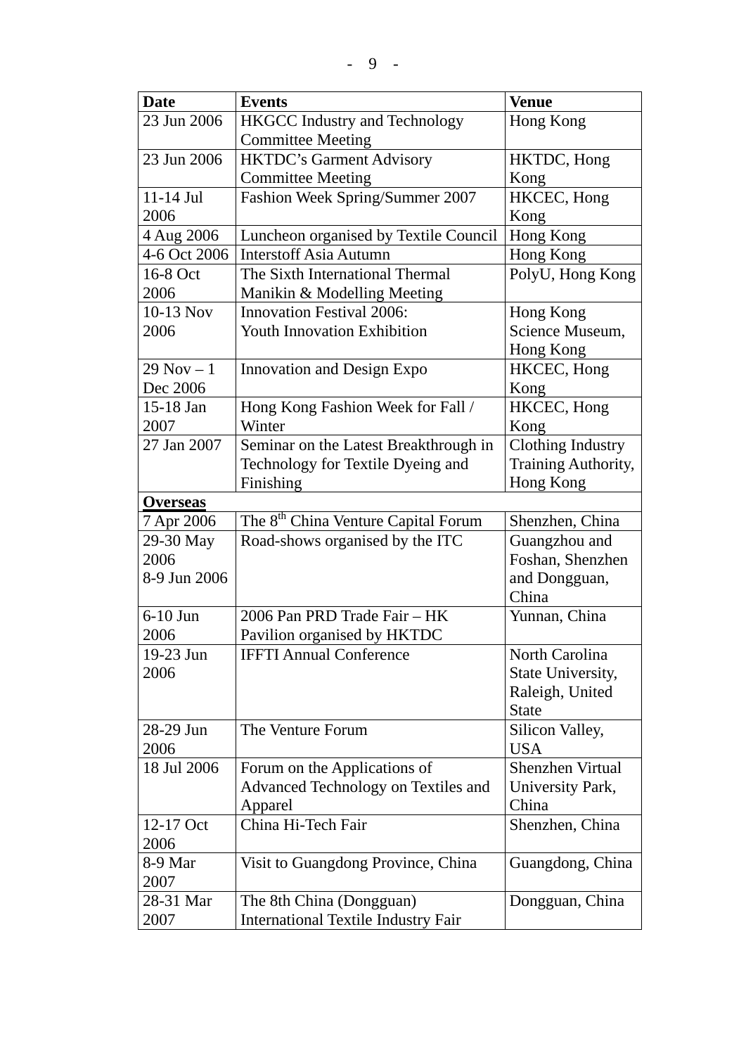| Date | Events | Venue |
|---|---|---|
| 23 Jun 2006 | HKGCC Industry and Technology Committee Meeting | Hong Kong |
| 23 Jun 2006 | HKTDC's Garment Advisory Committee Meeting | HKTDC, Hong Kong |
| 11-14 Jul 2006 | Fashion Week Spring/Summer 2007 | HKCEC, Hong Kong |
| 4 Aug 2006 | Luncheon organised by Textile Council | Hong Kong |
| 4-6 Oct 2006 | Interstoff Asia Autumn | Hong Kong |
| 16-8 Oct 2006 | The Sixth International Thermal Manikin & Modelling Meeting | PolyU, Hong Kong |
| 10-13 Nov 2006 | Innovation Festival 2006: Youth Innovation Exhibition | Hong Kong Science Museum, Hong Kong |
| 29 Nov – 1 Dec 2006 | Innovation and Design Expo | HKCEC, Hong Kong |
| 15-18 Jan 2007 | Hong Kong Fashion Week for Fall / Winter | HKCEC, Hong Kong |
| 27 Jan 2007 | Seminar on the Latest Breakthrough in Technology for Textile Dyeing and Finishing | Clothing Industry Training Authority, Hong Kong |
| **Overseas** | | |
| 7 Apr 2006 | The 8th China Venture Capital Forum | Shenzhen, China |
| 29-30 May 2006<br>8-9 Jun 2006 | Road-shows organised by the ITC | Guangzhou and Foshan, Shenzhen and Dongguan, China |
| 6-10 Jun 2006 | 2006 Pan PRD Trade Fair – HK Pavilion organised by HKTDC | Yunnan, China |
| 19-23 Jun 2006 | IFFTI Annual Conference | North Carolina State University, Raleigh, United State |
| 28-29 Jun 2006 | The Venture Forum | Silicon Valley, USA |
| 18 Jul 2006 | Forum on the Applications of Advanced Technology on Textiles and Apparel | Shenzhen Virtual University Park, China |
| 12-17 Oct 2006 | China Hi-Tech Fair | Shenzhen, China |
| 8-9 Mar 2007 | Visit to Guangdong Province, China | Guangdong, China |
| 28-31 Mar 2007 | The 8th China (Dongguan) International Textile Industry Fair | Dongguan, China |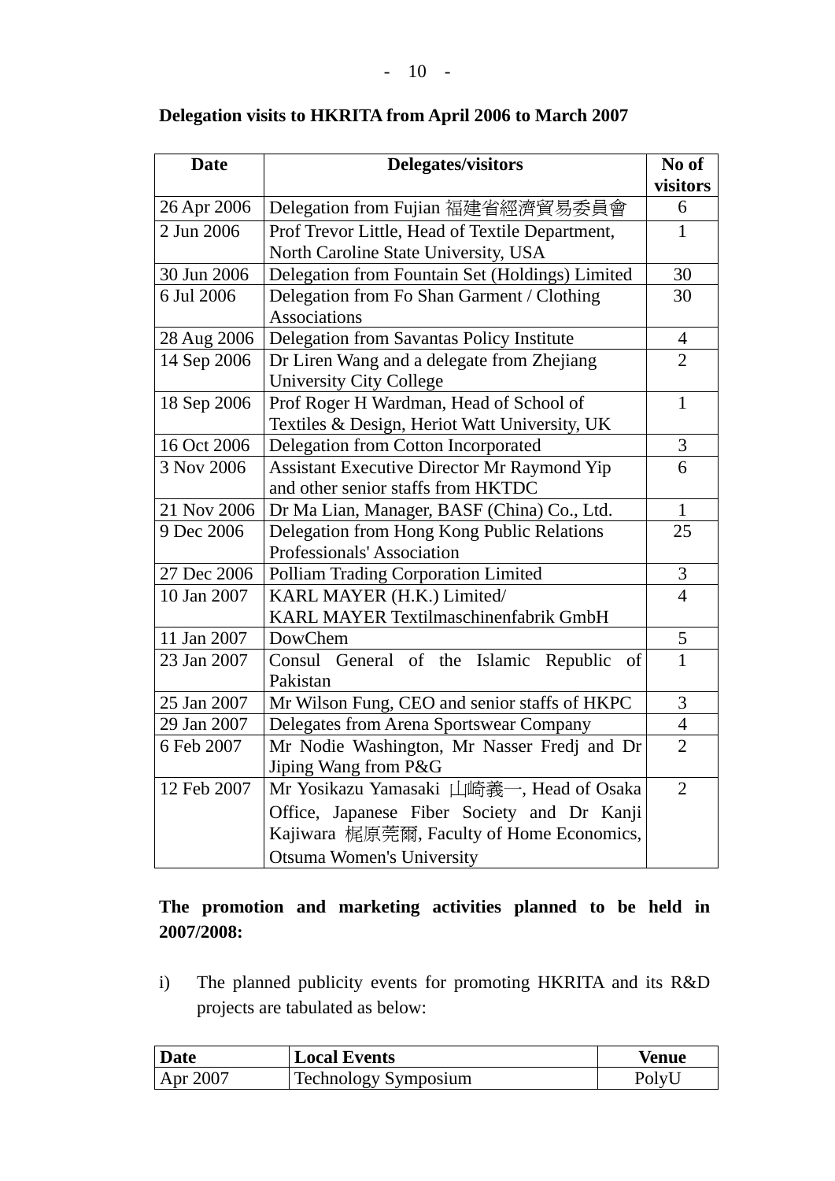**Delegation visits to HKRITA from April 2006 to March 2007**

| Date | Delegates/visitors | No of visitors |
|---|---|---|
| 26 Apr 2006 | Delegation from Fujian 福建省經濟貿易委員會 | 6 |
| 2 Jun 2006 | Prof Trevor Little, Head of Textile Department, North Caroline State University, USA | 1 |
| 30 Jun 2006 | Delegation from Fountain Set (Holdings) Limited | 30 |
| 6 Jul 2006 | Delegation from Fo Shan Garment / Clothing Associations | 30 |
| 28 Aug 2006 | Delegation from Savantas Policy Institute | 4 |
| 14 Sep 2006 | Dr Liren Wang and a delegate from Zhejiang University City College | 2 |
| 18 Sep 2006 | Prof Roger H Wardman, Head of School of Textiles & Design, Heriot Watt University, UK | 1 |
| 16 Oct 2006 | Delegation from Cotton Incorporated | 3 |
| 3 Nov 2006 | Assistant Executive Director Mr Raymond Yip and other senior staffs from HKTDC | 6 |
| 21 Nov 2006 | Dr Ma Lian, Manager, BASF (China) Co., Ltd. | 1 |
| 9 Dec 2006 | Delegation from Hong Kong Public Relations Professionals' Association | 25 |
| 27 Dec 2006 | Polliam Trading Corporation Limited | 3 |
| 10 Jan 2007 | KARL MAYER (H.K.) Limited/ KARL MAYER Textilmaschinenfabrik GmbH | 4 |
| 11 Jan 2007 | DowChem | 5 |
| 23 Jan 2007 | Consul General of the Islamic Republic of Pakistan | 1 |
| 25 Jan 2007 | Mr Wilson Fung, CEO and senior staffs of HKPC | 3 |
| 29 Jan 2007 | Delegates from Arena Sportswear Company | 4 |
| 6 Feb 2007 | Mr Nodie Washington, Mr Nasser Fredj and Dr Jiping Wang from P&G | 2 |
| 12 Feb 2007 | Mr Yosikazu Yamasaki 山崎義一, Head of Osaka Office, Japanese Fiber Society and Dr Kanji Kajiwara 梶原莞爾, Faculty of Home Economics, Otsuma Women's University | 2 |

**The promotion and marketing activities planned to be held in 2007/2008:**

i) The planned publicity events for promoting HKRITA and its R&D projects are tabulated as below:

| Date | Local Events | Venue |
|---|---|---|
| Apr 2007 | Technology Symposium | PolyU |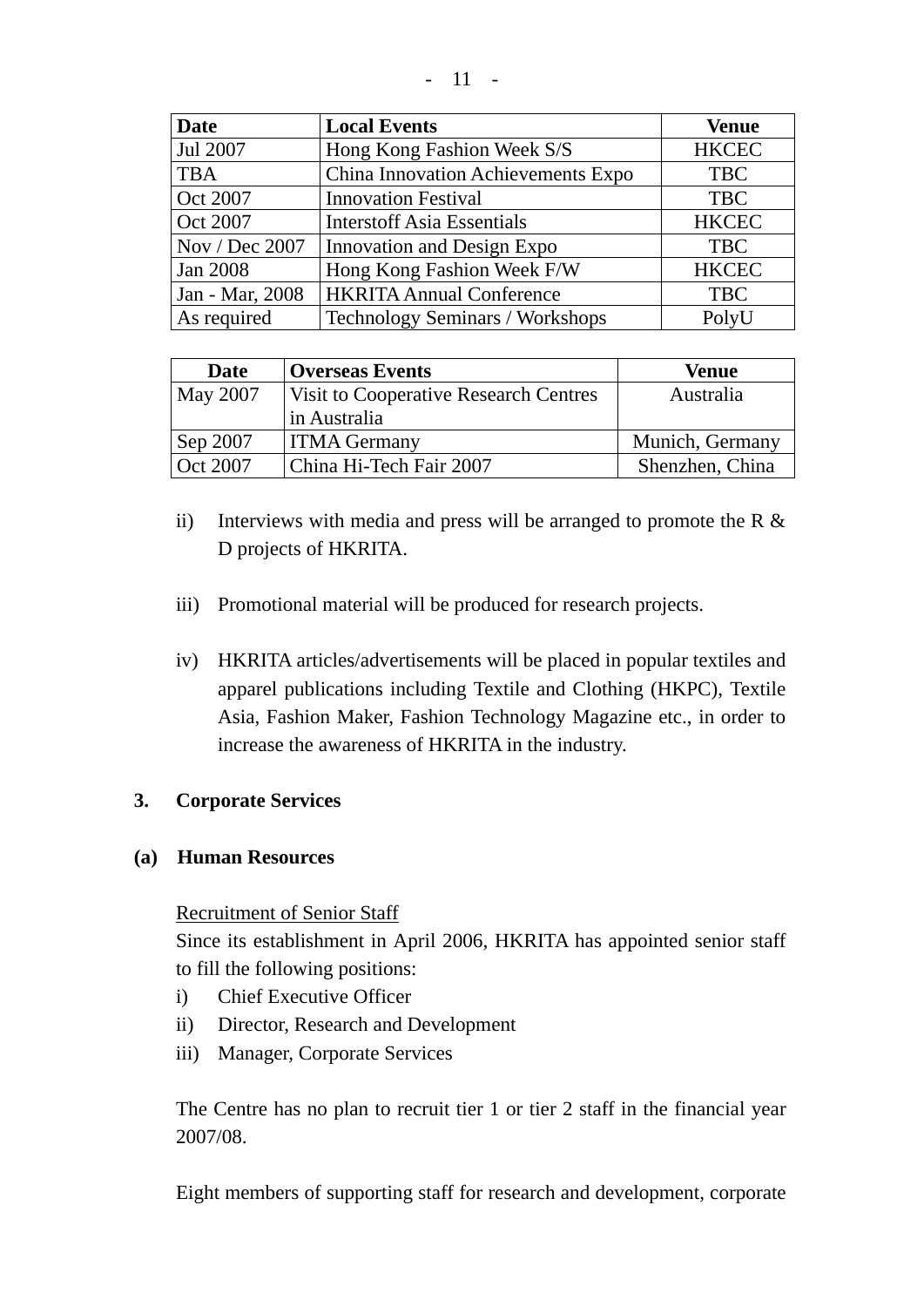| Date | Local Events | Venue |
|---|---|---|
| Jul 2007 | Hong Kong Fashion Week S/S | HKCEC |
| TBA | China Innovation Achievements Expo | TBC |
| Oct 2007 | Innovation Festival | TBC |
| Oct 2007 | Interstoff Asia Essentials | HKCEC |
| Nov / Dec 2007 | Innovation and Design Expo | TBC |
| Jan 2008 | Hong Kong Fashion Week F/W | HKCEC |
| Jan - Mar, 2008 | HKRITA Annual Conference | TBC |
| As required | Technology Seminars / Workshops | PolyU |

| Date | Overseas Events | Venue |
|---|---|---|
| May 2007 | Visit to Cooperative Research Centres in Australia | Australia |
| Sep 2007 | ITMA Germany | Munich, Germany |
| Oct 2007 | China Hi-Tech Fair 2007 | Shenzhen, China |

ii) Interviews with media and press will be arranged to promote the R & D projects of HKRITA.

iii) Promotional material will be produced for research projects.

iv) HKRITA articles/advertisements will be placed in popular textiles and apparel publications including Textile and Clothing (HKPC), Textile Asia, Fashion Maker, Fashion Technology Magazine etc., in order to increase the awareness of HKRITA in the industry.

## 3. Corporate Services

### (a) Human Resources

Recruitment of Senior Staff

Since its establishment in April 2006, HKRITA has appointed senior staff to fill the following positions:

i) Chief Executive Officer
ii) Director, Research and Development
iii) Manager, Corporate Services

The Centre has no plan to recruit tier 1 or tier 2 staff in the financial year 2007/08.

Eight members of supporting staff for research and development, corporate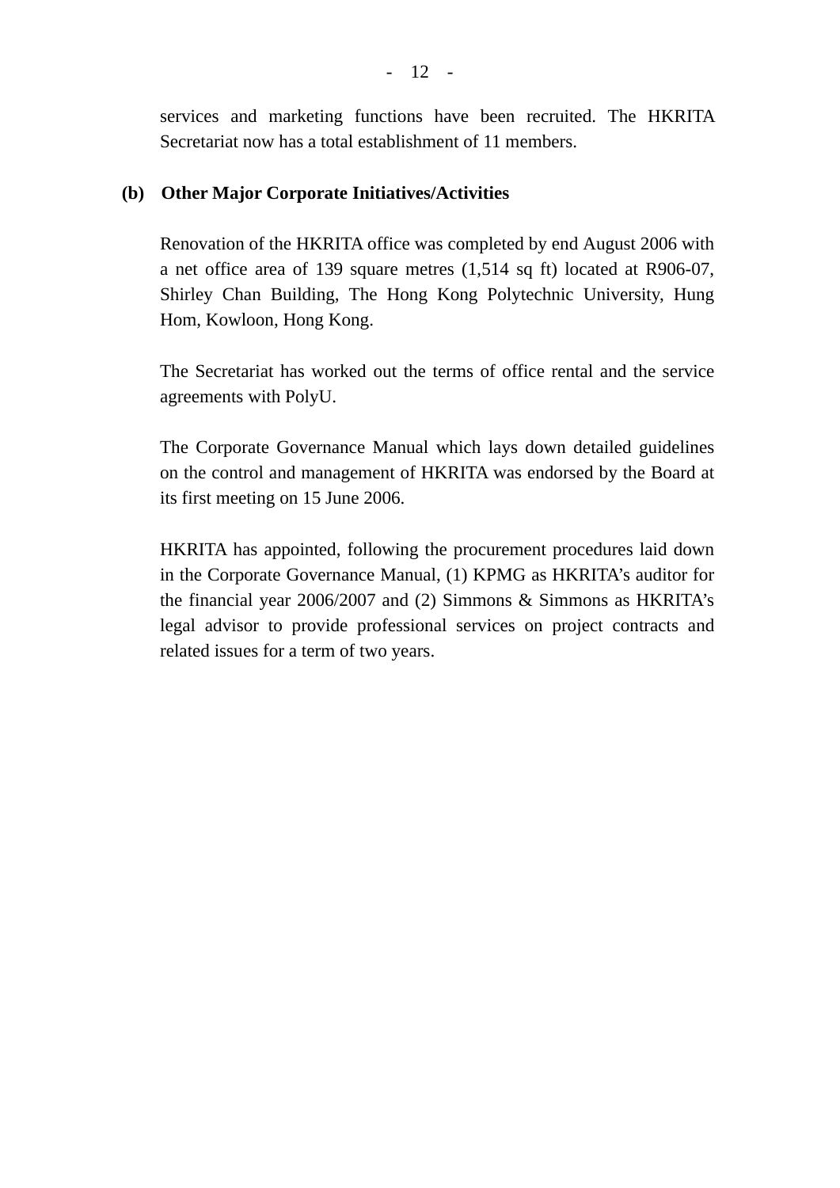services and marketing functions have been recruited. The HKRITA Secretariat now has a total establishment of 11 members.

**(b) Other Major Corporate Initiatives/Activities**

Renovation of the HKRITA office was completed by end August 2006 with a net office area of 139 square metres (1,514 sq ft) located at R906-07, Shirley Chan Building, The Hong Kong Polytechnic University, Hung Hom, Kowloon, Hong Kong.

The Secretariat has worked out the terms of office rental and the service agreements with PolyU.

The Corporate Governance Manual which lays down detailed guidelines on the control and management of HKRITA was endorsed by the Board at its first meeting on 15 June 2006.

HKRITA has appointed, following the procurement procedures laid down in the Corporate Governance Manual, (1) KPMG as HKRITA's auditor for the financial year 2006/2007 and (2) Simmons & Simmons as HKRITA's legal advisor to provide professional services on project contracts and related issues for a term of two years.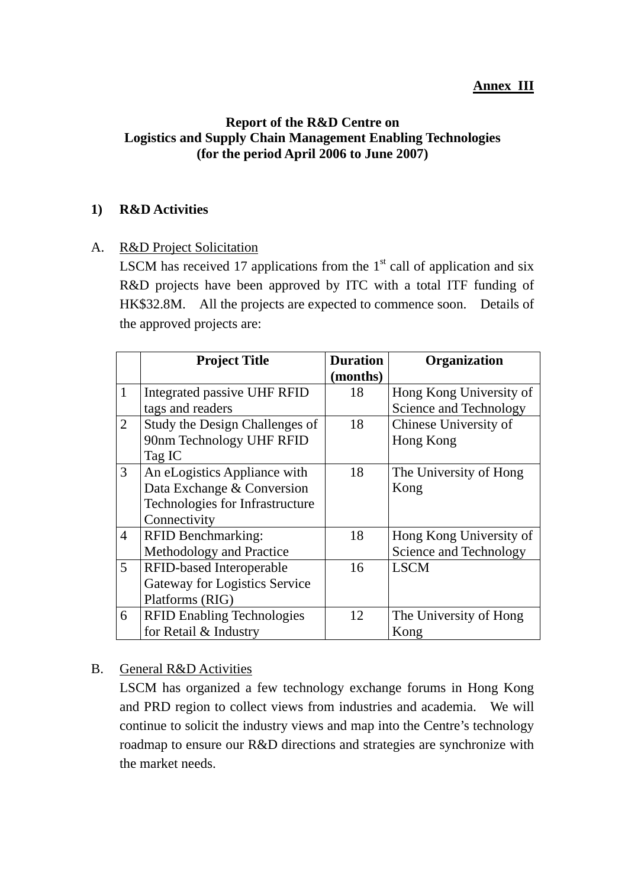**Annex III**

**Report of the R&D Centre on**
**Logistics and Supply Chain Management Enabling Technologies**
**(for the period April 2006 to June 2007)**

## 1) R&D Activities

A. R&D Project Solicitation

LSCM has received 17 applications from the 1st call of application and six R&D projects have been approved by ITC with a total ITF funding of HK$32.8M. All the projects are expected to commence soon. Details of the approved projects are:

| | **Project Title** | **Duration (months)** | **Organization** |
|---|---|---|---|
| 1 | Integrated passive UHF RFID tags and readers | 18 | Hong Kong University of Science and Technology |
| 2 | Study the Design Challenges of 90nm Technology UHF RFID Tag IC | 18 | Chinese University of Hong Kong |
| 3 | An eLogistics Appliance with Data Exchange & Conversion Technologies for Infrastructure Connectivity | 18 | The University of Hong Kong |
| 4 | RFID Benchmarking: Methodology and Practice | 18 | Hong Kong University of Science and Technology |
| 5 | RFID-based Interoperable Gateway for Logistics Service Platforms (RIG) | 16 | LSCM |
| 6 | RFID Enabling Technologies for Retail & Industry | 12 | The University of Hong Kong |

B. General R&D Activities

LSCM has organized a few technology exchange forums in Hong Kong and PRD region to collect views from industries and academia. We will continue to solicit the industry views and map into the Centre's technology roadmap to ensure our R&D directions and strategies are synchronize with the market needs.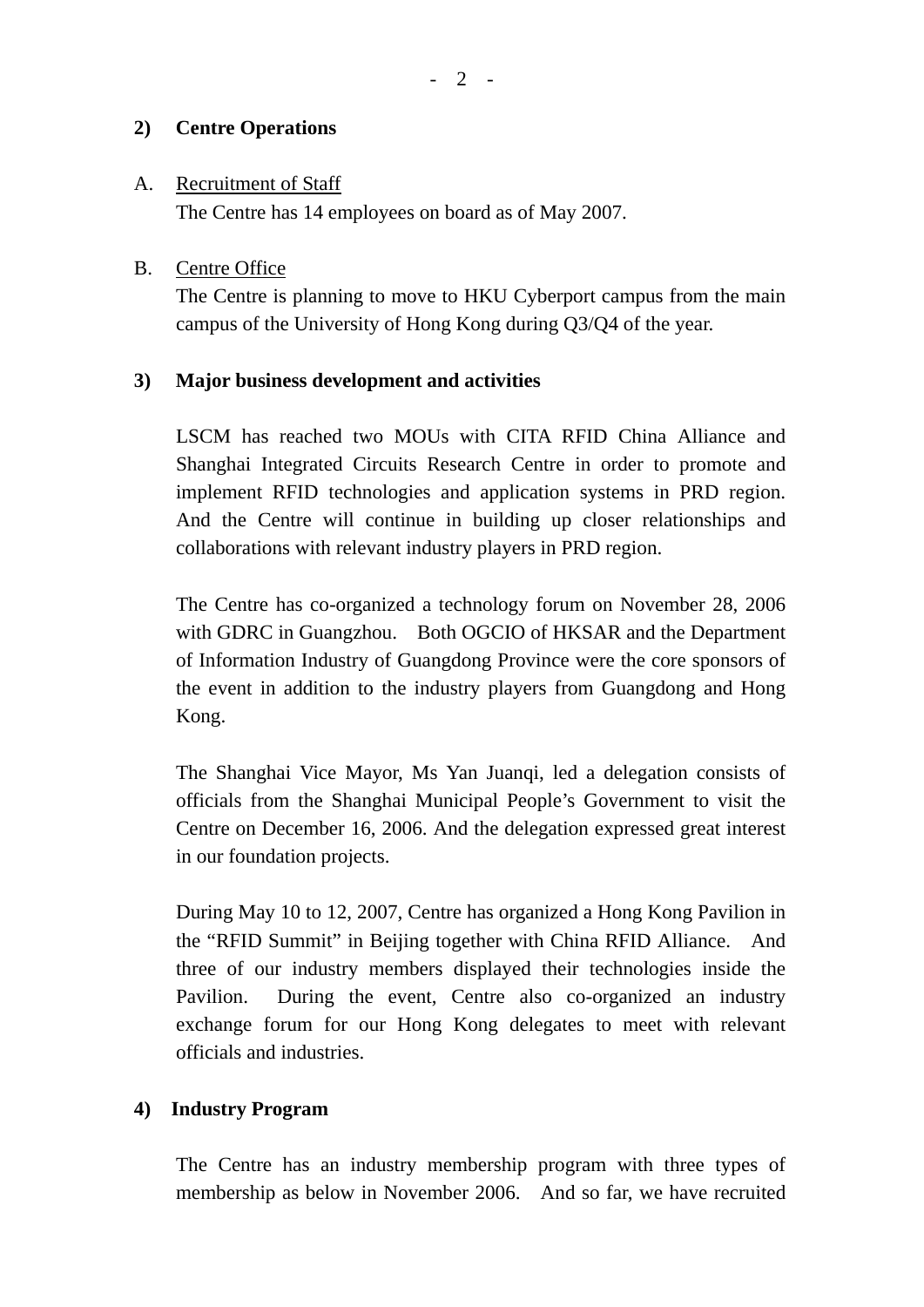## 2) Centre Operations

A. Recruitment of Staff

The Centre has 14 employees on board as of May 2007.

B. Centre Office

The Centre is planning to move to HKU Cyberport campus from the main campus of the University of Hong Kong during Q3/Q4 of the year.

## 3) Major business development and activities

LSCM has reached two MOUs with CITA RFID China Alliance and Shanghai Integrated Circuits Research Centre in order to promote and implement RFID technologies and application systems in PRD region. And the Centre will continue in building up closer relationships and collaborations with relevant industry players in PRD region.

The Centre has co-organized a technology forum on November 28, 2006 with GDRC in Guangzhou. Both OGCIO of HKSAR and the Department of Information Industry of Guangdong Province were the core sponsors of the event in addition to the industry players from Guangdong and Hong Kong.

The Shanghai Vice Mayor, Ms Yan Juanqi, led a delegation consists of officials from the Shanghai Municipal People's Government to visit the Centre on December 16, 2006. And the delegation expressed great interest in our foundation projects.

During May 10 to 12, 2007, Centre has organized a Hong Kong Pavilion in the "RFID Summit" in Beijing together with China RFID Alliance. And three of our industry members displayed their technologies inside the Pavilion. During the event, Centre also co-organized an industry exchange forum for our Hong Kong delegates to meet with relevant officials and industries.

## 4) Industry Program

The Centre has an industry membership program with three types of membership as below in November 2006. And so far, we have recruited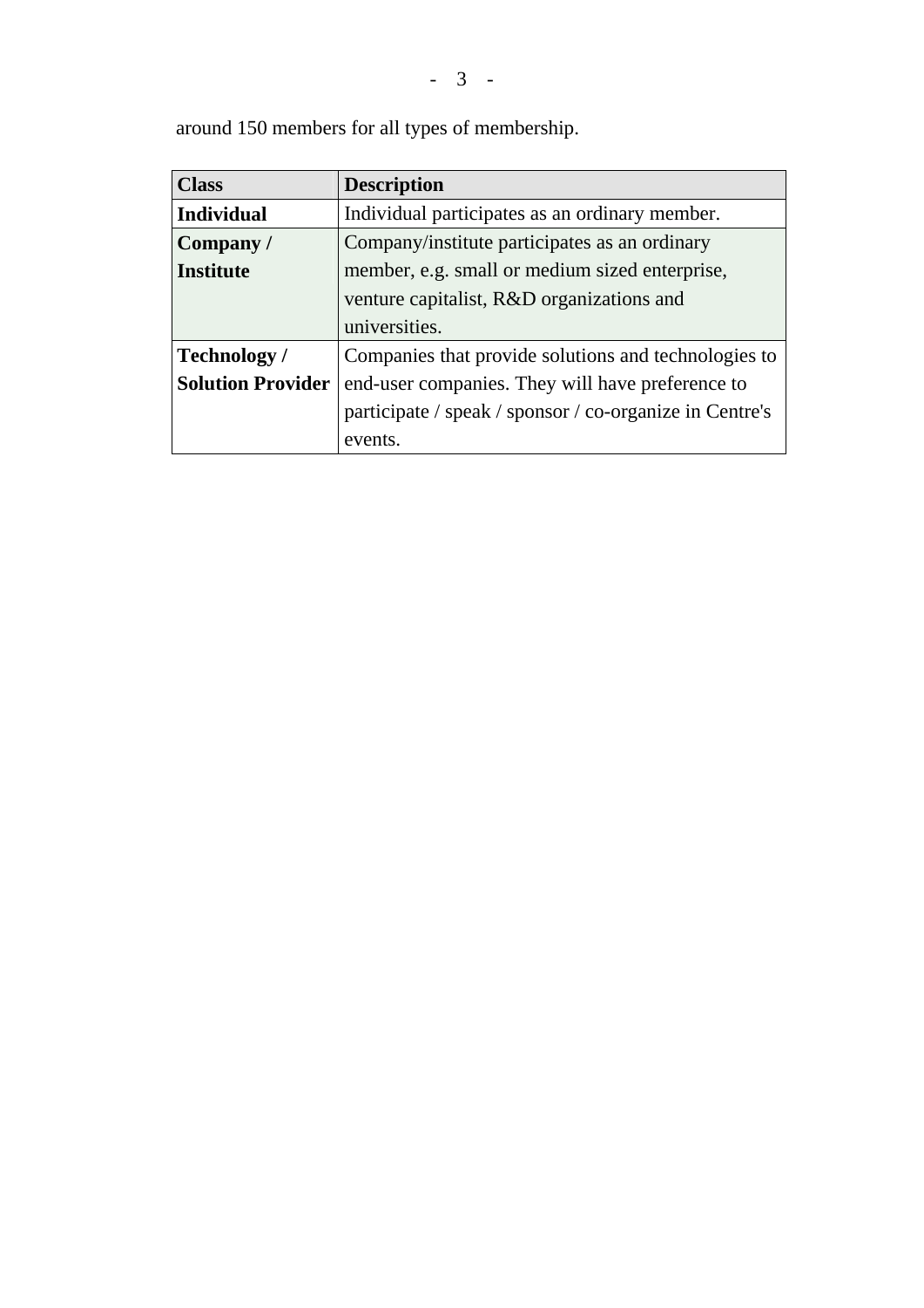around 150 members for all types of membership.

| Class | Description |
| --- | --- |
| **Individual** | Individual participates as an ordinary member. |
| **Company / Institute** | Company/institute participates as an ordinary member, e.g. small or medium sized enterprise, venture capitalist, R&D organizations and universities. |
| **Technology / Solution Provider** | Companies that provide solutions and technologies to end-user companies. They will have preference to participate / speak / sponsor / co-organize in Centre's events. |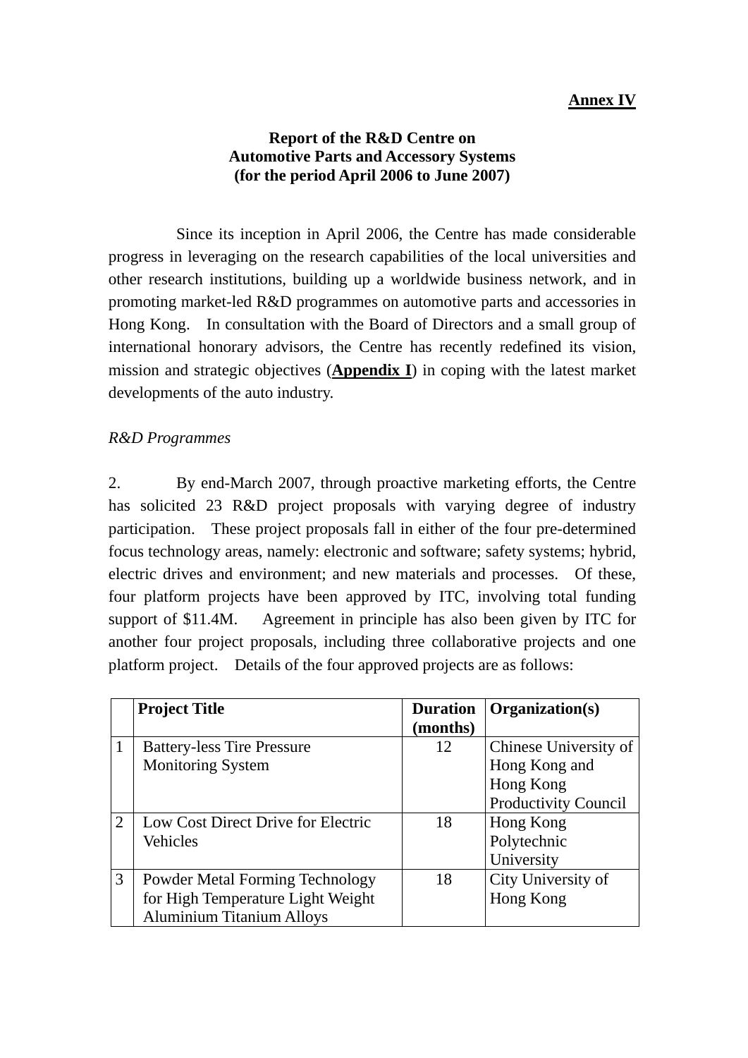**Annex IV**

**Report of the R&D Centre on Automotive Parts and Accessory Systems (for the period April 2006 to June 2007)**

Since its inception in April 2006, the Centre has made considerable progress in leveraging on the research capabilities of the local universities and other research institutions, building up a worldwide business network, and in promoting market-led R&D programmes on automotive parts and accessories in Hong Kong. In consultation with the Board of Directors and a small group of international honorary advisors, the Centre has recently redefined its vision, mission and strategic objectives (**Appendix I**) in coping with the latest market developments of the auto industry.

*R&D Programmes*

2. By end-March 2007, through proactive marketing efforts, the Centre has solicited 23 R&D project proposals with varying degree of industry participation. These project proposals fall in either of the four pre-determined focus technology areas, namely: electronic and software; safety systems; hybrid, electric drives and environment; and new materials and processes. Of these, four platform projects have been approved by ITC, involving total funding support of $11.4M. Agreement in principle has also been given by ITC for another four project proposals, including three collaborative projects and one platform project. Details of the four approved projects are as follows:

| | **Project Title** | **Duration (months)** | **Organization(s)** |
|---|---|---|---|
| 1 | Battery-less Tire Pressure Monitoring System | 12 | Chinese University of Hong Kong and Hong Kong Productivity Council |
| 2 | Low Cost Direct Drive for Electric Vehicles | 18 | Hong Kong Polytechnic University |
| 3 | Powder Metal Forming Technology for High Temperature Light Weight Aluminium Titanium Alloys | 18 | City University of Hong Kong |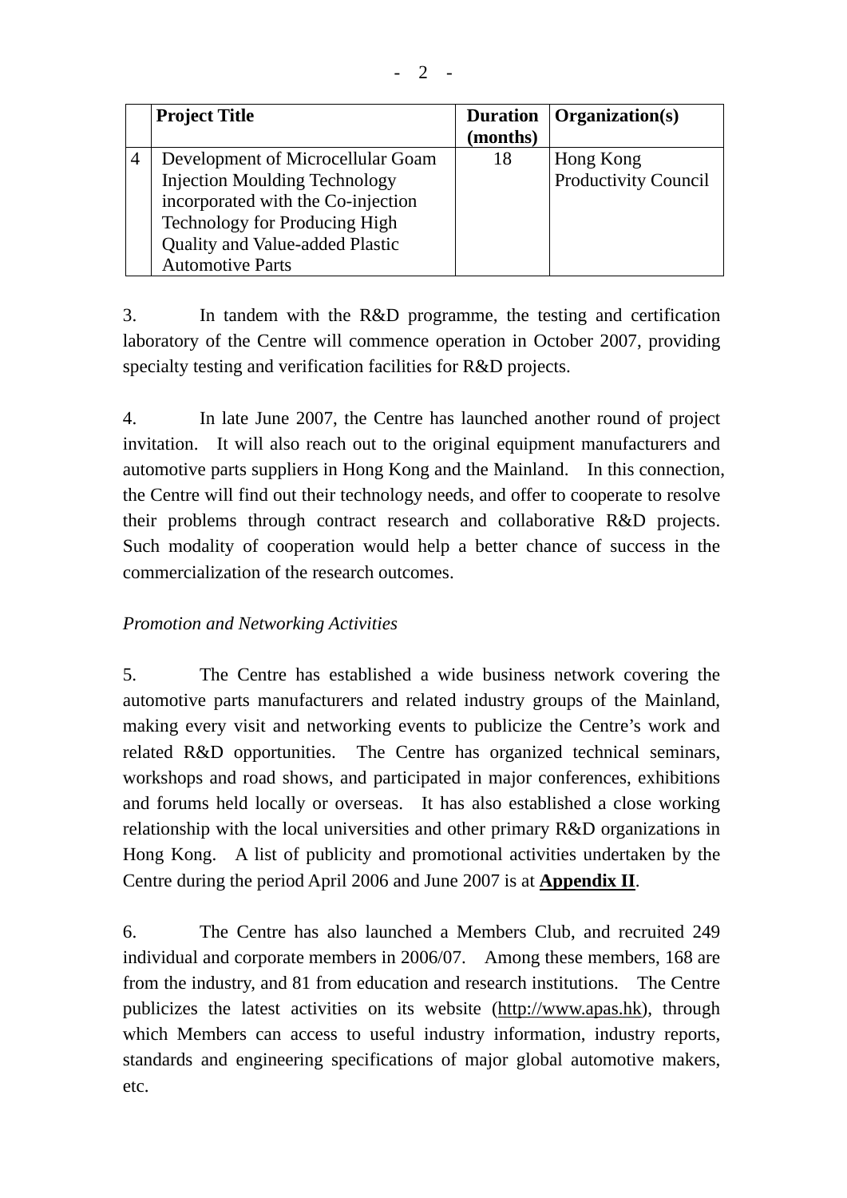| | Project Title | Duration (months) | Organization(s) |
|---|---|---|---|
| 4 | Development of Microcellular Goam Injection Moulding Technology incorporated with the Co-injection Technology for Producing High Quality and Value-added Plastic Automotive Parts | 18 | Hong Kong Productivity Council |

3. In tandem with the R&D programme, the testing and certification laboratory of the Centre will commence operation in October 2007, providing specialty testing and verification facilities for R&D projects.

4. In late June 2007, the Centre has launched another round of project invitation. It will also reach out to the original equipment manufacturers and automotive parts suppliers in Hong Kong and the Mainland. In this connection, the Centre will find out their technology needs, and offer to cooperate to resolve their problems through contract research and collaborative R&D projects. Such modality of cooperation would help a better chance of success in the commercialization of the research outcomes.

*Promotion and Networking Activities*

5. The Centre has established a wide business network covering the automotive parts manufacturers and related industry groups of the Mainland, making every visit and networking events to publicize the Centre's work and related R&D opportunities. The Centre has organized technical seminars, workshops and road shows, and participated in major conferences, exhibitions and forums held locally or overseas. It has also established a close working relationship with the local universities and other primary R&D organizations in Hong Kong. A list of publicity and promotional activities undertaken by the Centre during the period April 2006 and June 2007 is at **Appendix II**.

6. The Centre has also launched a Members Club, and recruited 249 individual and corporate members in 2006/07. Among these members, 168 are from the industry, and 81 from education and research institutions. The Centre publicizes the latest activities on its website (http://www.apas.hk), through which Members can access to useful industry information, industry reports, standards and engineering specifications of major global automotive makers, etc.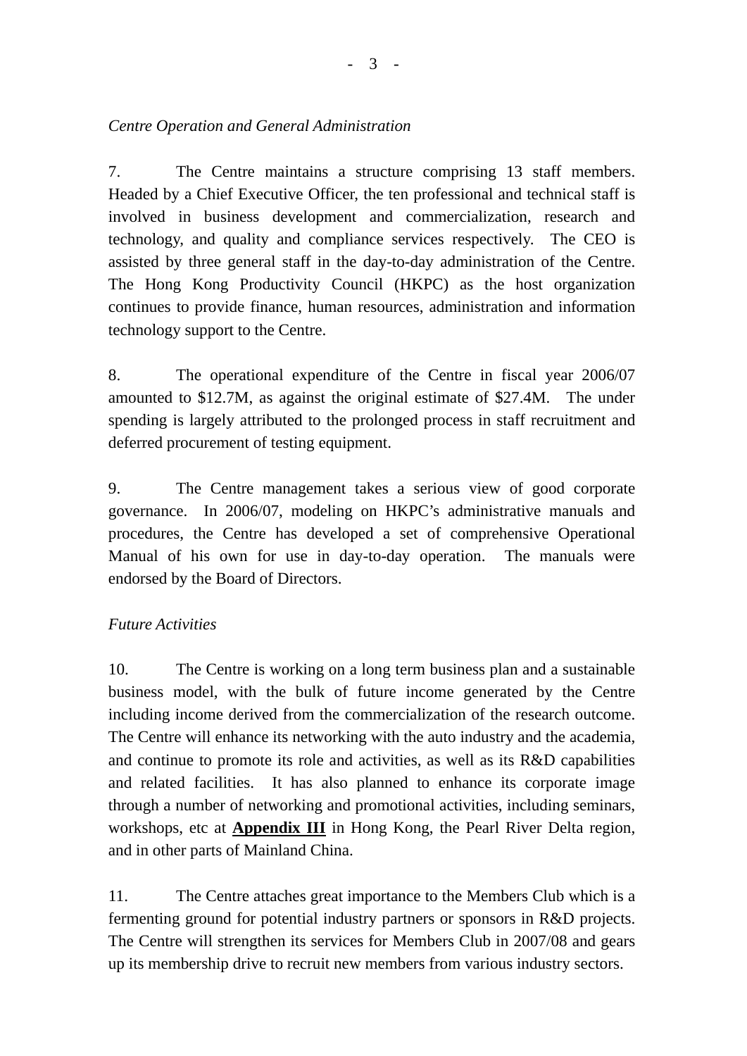*Centre Operation and General Administration*

7. The Centre maintains a structure comprising 13 staff members. Headed by a Chief Executive Officer, the ten professional and technical staff is involved in business development and commercialization, research and technology, and quality and compliance services respectively. The CEO is assisted by three general staff in the day-to-day administration of the Centre. The Hong Kong Productivity Council (HKPC) as the host organization continues to provide finance, human resources, administration and information technology support to the Centre.

8. The operational expenditure of the Centre in fiscal year 2006/07 amounted to $12.7M, as against the original estimate of $27.4M. The under spending is largely attributed to the prolonged process in staff recruitment and deferred procurement of testing equipment.

9. The Centre management takes a serious view of good corporate governance. In 2006/07, modeling on HKPC's administrative manuals and procedures, the Centre has developed a set of comprehensive Operational Manual of his own for use in day-to-day operation. The manuals were endorsed by the Board of Directors.

*Future Activities*

10. The Centre is working on a long term business plan and a sustainable business model, with the bulk of future income generated by the Centre including income derived from the commercialization of the research outcome. The Centre will enhance its networking with the auto industry and the academia, and continue to promote its role and activities, as well as its R&D capabilities and related facilities. It has also planned to enhance its corporate image through a number of networking and promotional activities, including seminars, workshops, etc at **Appendix III** in Hong Kong, the Pearl River Delta region, and in other parts of Mainland China.

11. The Centre attaches great importance to the Members Club which is a fermenting ground for potential industry partners or sponsors in R&D projects. The Centre will strengthen its services for Members Club in 2007/08 and gears up its membership drive to recruit new members from various industry sectors.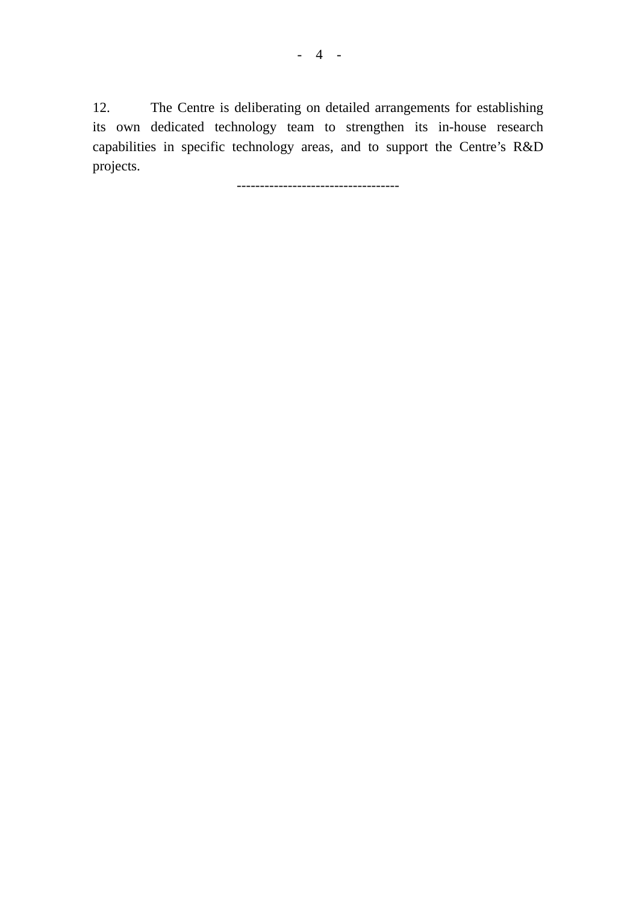12. The Centre is deliberating on detailed arrangements for establishing its own dedicated technology team to strengthen its in-house research capabilities in specific technology areas, and to support the Centre's R&D projects.

-----------------------------------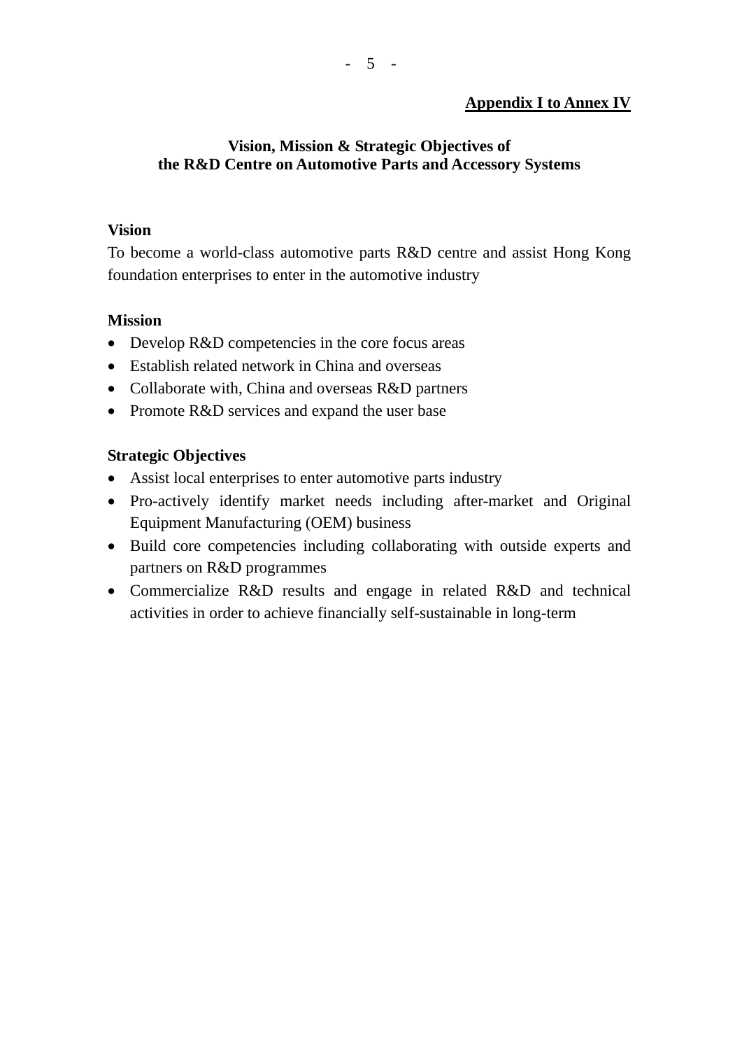**Appendix I to Annex IV**

## Vision, Mission & Strategic Objectives of the R&D Centre on Automotive Parts and Accessory Systems

**Vision**

To become a world-class automotive parts R&D centre and assist Hong Kong foundation enterprises to enter in the automotive industry

**Mission**

- Develop R&D competencies in the core focus areas
- Establish related network in China and overseas
- Collaborate with, China and overseas R&D partners
- Promote R&D services and expand the user base

**Strategic Objectives**

- Assist local enterprises to enter automotive parts industry
- Pro-actively identify market needs including after-market and Original Equipment Manufacturing (OEM) business
- Build core competencies including collaborating with outside experts and partners on R&D programmes
- Commercialize R&D results and engage in related R&D and technical activities in order to achieve financially self-sustainable in long-term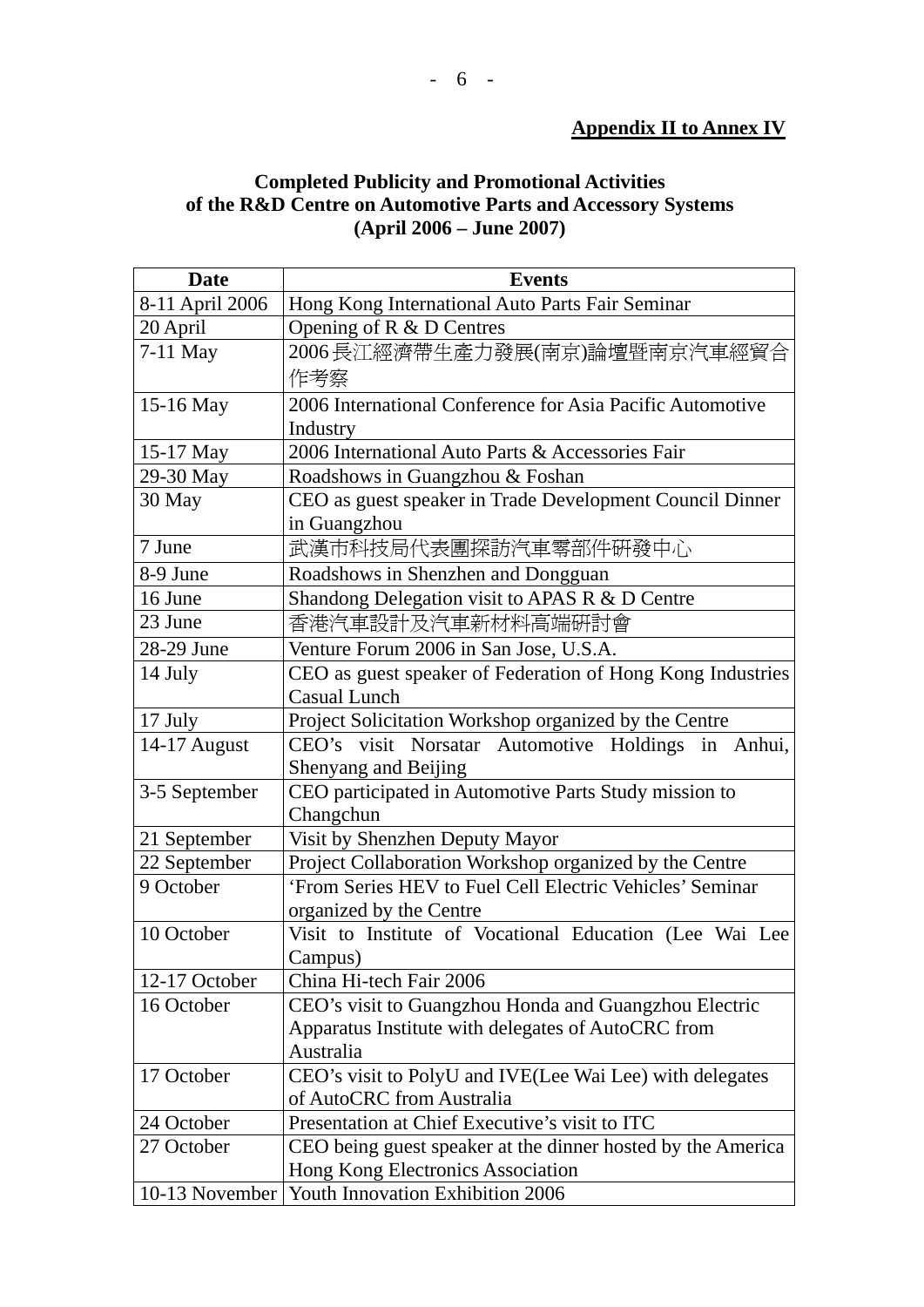**Appendix II to Annex IV**

**Completed Publicity and Promotional Activities of the R&D Centre on Automotive Parts and Accessory Systems (April 2006 – June 2007)**

| Date | Events |
|---|---|
| 8-11 April 2006 | Hong Kong International Auto Parts Fair Seminar |
| 20 April | Opening of R & D Centres |
| 7-11 May | 2006長江經濟帶生產力發展(南京)論壇暨南京汽車經貿合作考察 |
| 15-16 May | 2006 International Conference for Asia Pacific Automotive Industry |
| 15-17 May | 2006 International Auto Parts & Accessories Fair |
| 29-30 May | Roadshows in Guangzhou & Foshan |
| 30 May | CEO as guest speaker in Trade Development Council Dinner in Guangzhou |
| 7 June | 武漢市科技局代表團探訪汽車零部件研發中心 |
| 8-9 June | Roadshows in Shenzhen and Dongguan |
| 16 June | Shandong Delegation visit to APAS R & D Centre |
| 23 June | 香港汽車設計及汽車新材料高端研討會 |
| 28-29 June | Venture Forum 2006 in San Jose, U.S.A. |
| 14 July | CEO as guest speaker of Federation of Hong Kong Industries Casual Lunch |
| 17 July | Project Solicitation Workshop organized by the Centre |
| 14-17 August | CEO's visit Norsatar Automotive Holdings in Anhui, Shenyang and Beijing |
| 3-5 September | CEO participated in Automotive Parts Study mission to Changchun |
| 21 September | Visit by Shenzhen Deputy Mayor |
| 22 September | Project Collaboration Workshop organized by the Centre |
| 9 October | 'From Series HEV to Fuel Cell Electric Vehicles' Seminar organized by the Centre |
| 10 October | Visit to Institute of Vocational Education (Lee Wai Lee Campus) |
| 12-17 October | China Hi-tech Fair 2006 |
| 16 October | CEO's visit to Guangzhou Honda and Guangzhou Electric Apparatus Institute with delegates of AutoCRC from Australia |
| 17 October | CEO's visit to PolyU and IVE(Lee Wai Lee) with delegates of AutoCRC from Australia |
| 24 October | Presentation at Chief Executive's visit to ITC |
| 27 October | CEO being guest speaker at the dinner hosted by the America Hong Kong Electronics Association |
| 10-13 November | Youth Innovation Exhibition 2006 |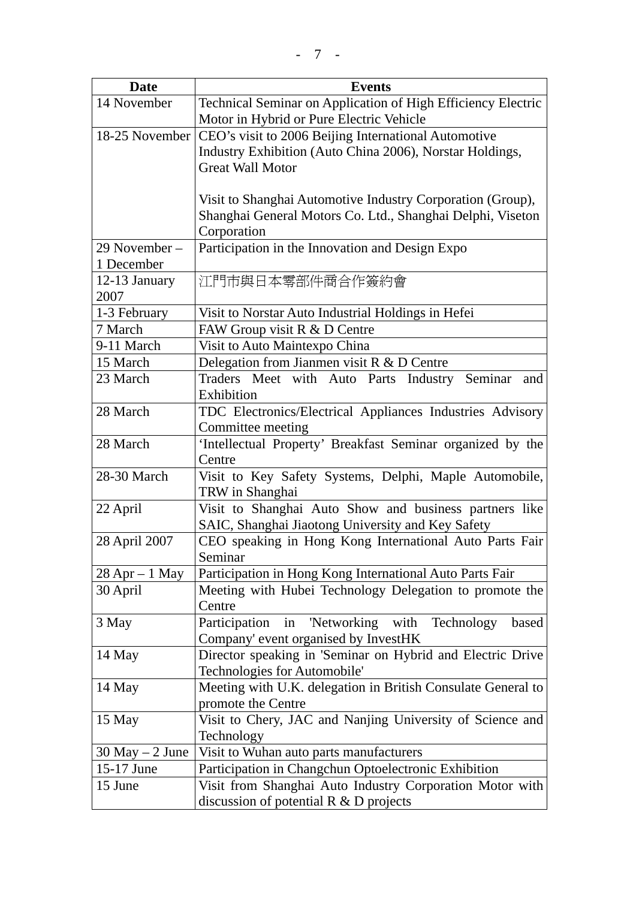| Date | Events |
| --- | --- |
| 14 November | Technical Seminar on Application of High Efficiency Electric Motor in Hybrid or Pure Electric Vehicle |
| 18-25 November | CEO's visit to 2006 Beijing International Automotive Industry Exhibition (Auto China 2006), Norstar Holdings, Great Wall Motor<br><br>Visit to Shanghai Automotive Industry Corporation (Group), Shanghai General Motors Co. Ltd., Shanghai Delphi, Viseton Corporation |
| 29 November – 1 December | Participation in the Innovation and Design Expo |
| 12-13 January 2007 | 江門市與日本零部件商合作簽約會 |
| 1-3 February | Visit to Norstar Auto Industrial Holdings in Hefei |
| 7 March | FAW Group visit R & D Centre |
| 9-11 March | Visit to Auto Maintexpo China |
| 15 March | Delegation from Jianmen visit R & D Centre |
| 23 March | Traders Meet with Auto Parts Industry Seminar and Exhibition |
| 28 March | TDC Electronics/Electrical Appliances Industries Advisory Committee meeting |
| 28 March | 'Intellectual Property' Breakfast Seminar organized by the Centre |
| 28-30 March | Visit to Key Safety Systems, Delphi, Maple Automobile, TRW in Shanghai |
| 22 April | Visit to Shanghai Auto Show and business partners like SAIC, Shanghai Jiaotong University and Key Safety |
| 28 April 2007 | CEO speaking in Hong Kong International Auto Parts Fair Seminar |
| 28 Apr – 1 May | Participation in Hong Kong International Auto Parts Fair |
| 30 April | Meeting with Hubei Technology Delegation to promote the Centre |
| 3 May | Participation in 'Networking with Technology based Company' event organised by InvestHK |
| 14 May | Director speaking in 'Seminar on Hybrid and Electric Drive Technologies for Automobile' |
| 14 May | Meeting with U.K. delegation in British Consulate General to promote the Centre |
| 15 May | Visit to Chery, JAC and Nanjing University of Science and Technology |
| 30 May – 2 June | Visit to Wuhan auto parts manufacturers |
| 15-17 June | Participation in Changchun Optoelectronic Exhibition |
| 15 June | Visit from Shanghai Auto Industry Corporation Motor with discussion of potential R & D projects |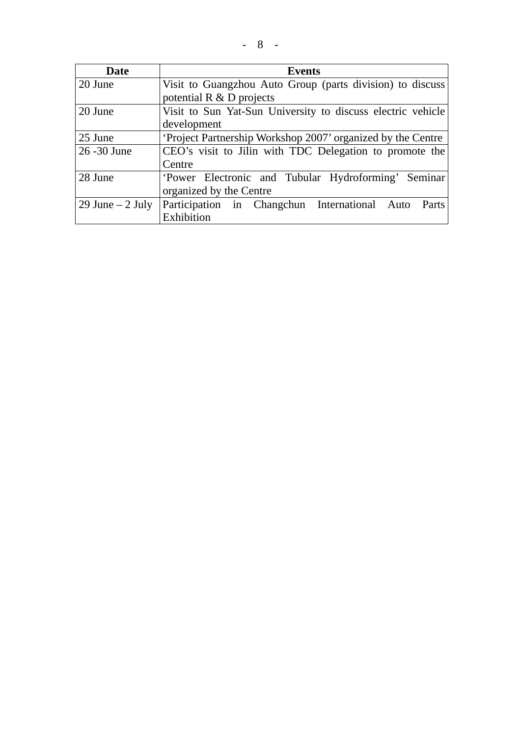| Date | Events |
|---|---|
| 20 June | Visit to Guangzhou Auto Group (parts division) to discuss potential R & D projects |
| 20 June | Visit to Sun Yat-Sun University to discuss electric vehicle development |
| 25 June | 'Project Partnership Workshop 2007' organized by the Centre |
| 26 -30 June | CEO's visit to Jilin with TDC Delegation to promote the Centre |
| 28 June | 'Power Electronic and Tubular Hydroforming' Seminar organized by the Centre |
| 29 June – 2 July | Participation in Changchun International Auto Parts Exhibition |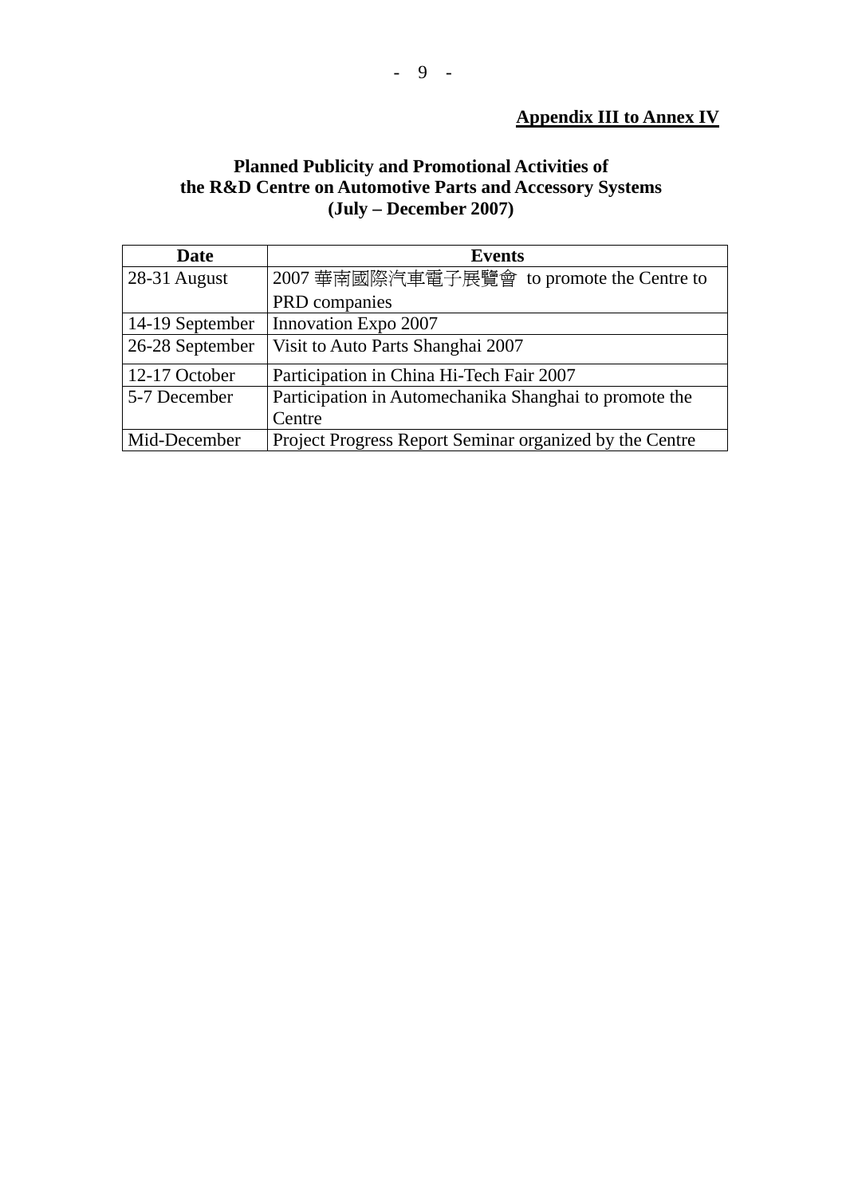**Appendix III to Annex IV**

**Planned Publicity and Promotional Activities of the R&D Centre on Automotive Parts and Accessory Systems (July – December 2007)**

| Date | Events |
|---|---|
| 28-31 August | 2007 華南國際汽車電子展覽會 to promote the Centre to PRD companies |
| 14-19 September | Innovation Expo 2007 |
| 26-28 September | Visit to Auto Parts Shanghai 2007 |
| 12-17 October | Participation in China Hi-Tech Fair 2007 |
| 5-7 December | Participation in Automechanika Shanghai to promote the Centre |
| Mid-December | Project Progress Report Seminar organized by the Centre |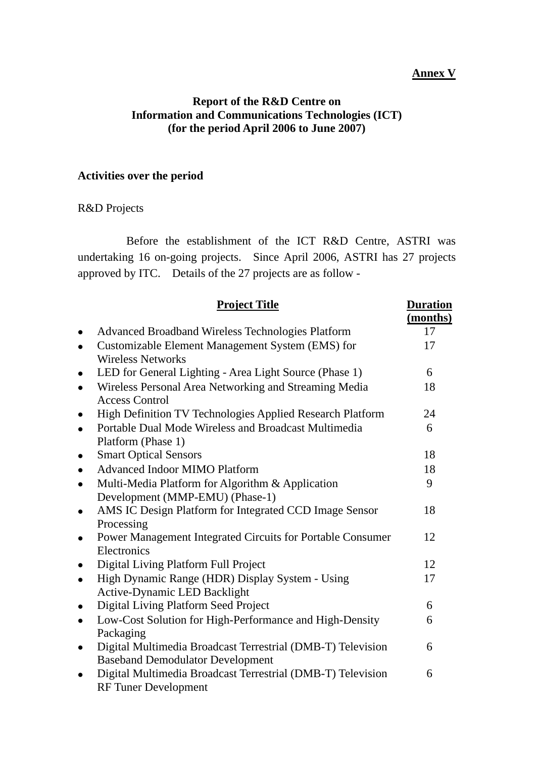**Annex V**

**Report of the R&D Centre on Information and Communications Technologies (ICT) (for the period April 2006 to June 2007)**

**Activities over the period**

R&D Projects

Before the establishment of the ICT R&D Centre, ASTRI was undertaking 16 on-going projects. Since April 2006, ASTRI has 27 projects approved by ITC. Details of the 27 projects are as follow -

| Project Title | Duration (months) |
|---|---|
| • Advanced Broadband Wireless Technologies Platform | 17 |
| • Customizable Element Management System (EMS) for Wireless Networks | 17 |
| • LED for General Lighting - Area Light Source (Phase 1) | 6 |
| • Wireless Personal Area Networking and Streaming Media Access Control | 18 |
| • High Definition TV Technologies Applied Research Platform | 24 |
| • Portable Dual Mode Wireless and Broadcast Multimedia Platform (Phase 1) | 6 |
| • Smart Optical Sensors | 18 |
| • Advanced Indoor MIMO Platform | 18 |
| • Multi-Media Platform for Algorithm & Application Development (MMP-EMU) (Phase-1) | 9 |
| • AMS IC Design Platform for Integrated CCD Image Sensor Processing | 18 |
| • Power Management Integrated Circuits for Portable Consumer Electronics | 12 |
| • Digital Living Platform Full Project | 12 |
| • High Dynamic Range (HDR) Display System - Using Active-Dynamic LED Backlight | 17 |
| • Digital Living Platform Seed Project | 6 |
| • Low-Cost Solution for High-Performance and High-Density Packaging | 6 |
| • Digital Multimedia Broadcast Terrestrial (DMB-T) Television Baseband Demodulator Development | 6 |
| • Digital Multimedia Broadcast Terrestrial (DMB-T) Television RF Tuner Development | 6 |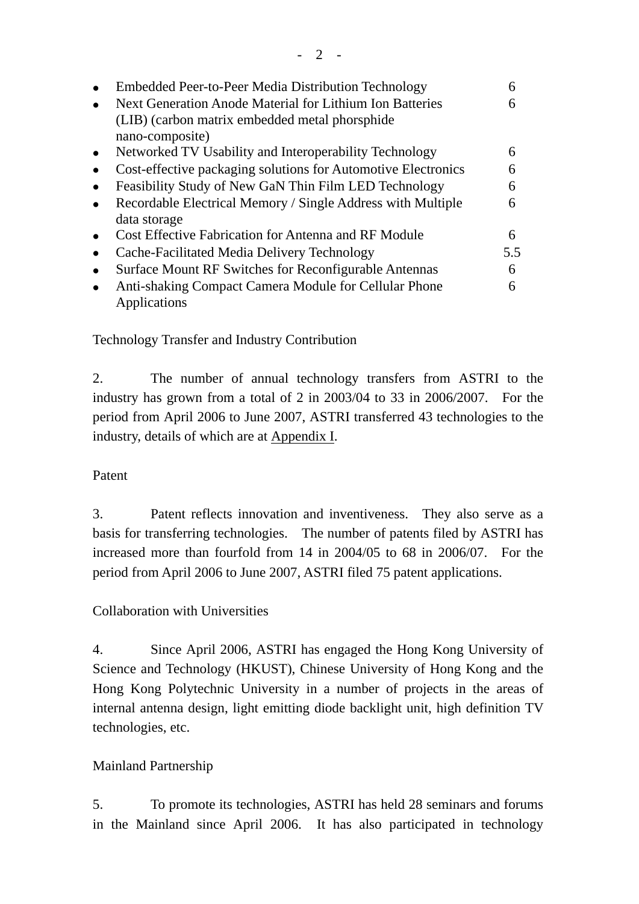- Embedded Peer-to-Peer Media Distribution Technology 6
- Next Generation Anode Material for Lithium Ion Batteries (LIB) (carbon matrix embedded metal phorsphide nano-composite) 6
- Networked TV Usability and Interoperability Technology 6
- Cost-effective packaging solutions for Automotive Electronics 6
- Feasibility Study of New GaN Thin Film LED Technology 6
- Recordable Electrical Memory / Single Address with Multiple data storage 6
- Cost Effective Fabrication for Antenna and RF Module 6
- Cache-Facilitated Media Delivery Technology 5.5
- Surface Mount RF Switches for Reconfigurable Antennas 6
- Anti-shaking Compact Camera Module for Cellular Phone Applications 6

Technology Transfer and Industry Contribution

2. The number of annual technology transfers from ASTRI to the industry has grown from a total of 2 in 2003/04 to 33 in 2006/2007. For the period from April 2006 to June 2007, ASTRI transferred 43 technologies to the industry, details of which are at Appendix I.

Patent

3. Patent reflects innovation and inventiveness. They also serve as a basis for transferring technologies. The number of patents filed by ASTRI has increased more than fourfold from 14 in 2004/05 to 68 in 2006/07. For the period from April 2006 to June 2007, ASTRI filed 75 patent applications.

Collaboration with Universities

4. Since April 2006, ASTRI has engaged the Hong Kong University of Science and Technology (HKUST), Chinese University of Hong Kong and the Hong Kong Polytechnic University in a number of projects in the areas of internal antenna design, light emitting diode backlight unit, high definition TV technologies, etc.

Mainland Partnership

5. To promote its technologies, ASTRI has held 28 seminars and forums in the Mainland since April 2006. It has also participated in technology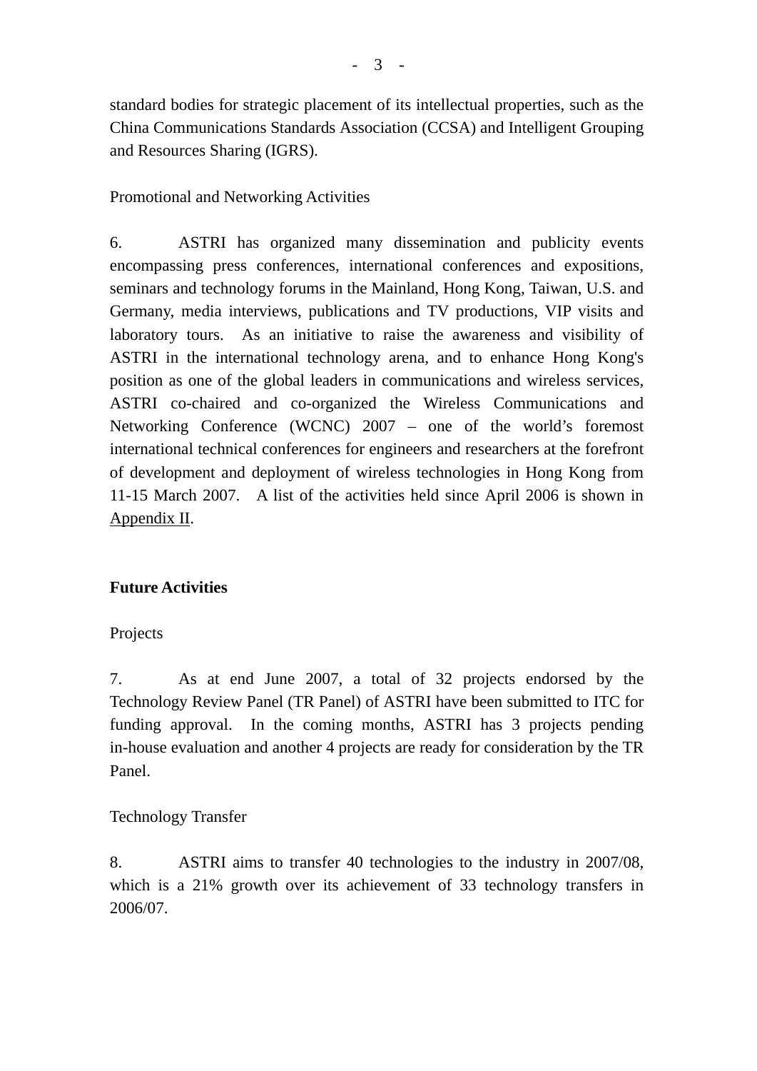standard bodies for strategic placement of its intellectual properties, such as the China Communications Standards Association (CCSA) and Intelligent Grouping and Resources Sharing (IGRS).

Promotional and Networking Activities

6. ASTRI has organized many dissemination and publicity events encompassing press conferences, international conferences and expositions, seminars and technology forums in the Mainland, Hong Kong, Taiwan, U.S. and Germany, media interviews, publications and TV productions, VIP visits and laboratory tours. As an initiative to raise the awareness and visibility of ASTRI in the international technology arena, and to enhance Hong Kong's position as one of the global leaders in communications and wireless services, ASTRI co-chaired and co-organized the Wireless Communications and Networking Conference (WCNC) 2007 – one of the world's foremost international technical conferences for engineers and researchers at the forefront of development and deployment of wireless technologies in Hong Kong from 11-15 March 2007. A list of the activities held since April 2006 is shown in Appendix II.

**Future Activities**

Projects

7. As at end June 2007, a total of 32 projects endorsed by the Technology Review Panel (TR Panel) of ASTRI have been submitted to ITC for funding approval. In the coming months, ASTRI has 3 projects pending in-house evaluation and another 4 projects are ready for consideration by the TR Panel.

Technology Transfer

8. ASTRI aims to transfer 40 technologies to the industry in 2007/08, which is a 21% growth over its achievement of 33 technology transfers in 2006/07.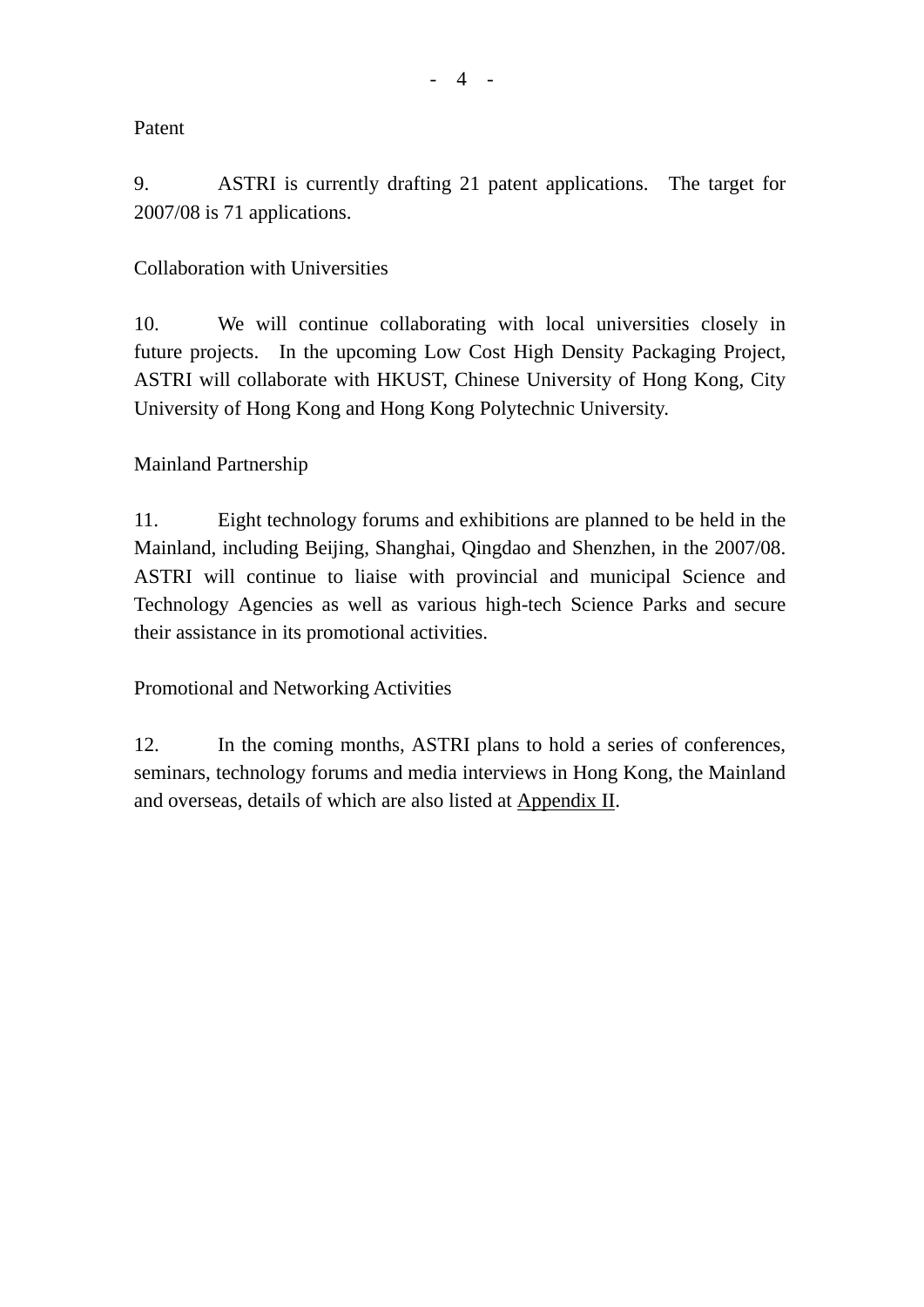Patent

9. ASTRI is currently drafting 21 patent applications. The target for 2007/08 is 71 applications.

Collaboration with Universities

10. We will continue collaborating with local universities closely in future projects. In the upcoming Low Cost High Density Packaging Project, ASTRI will collaborate with HKUST, Chinese University of Hong Kong, City University of Hong Kong and Hong Kong Polytechnic University.

Mainland Partnership

11. Eight technology forums and exhibitions are planned to be held in the Mainland, including Beijing, Shanghai, Qingdao and Shenzhen, in the 2007/08. ASTRI will continue to liaise with provincial and municipal Science and Technology Agencies as well as various high-tech Science Parks and secure their assistance in its promotional activities.

Promotional and Networking Activities

12. In the coming months, ASTRI plans to hold a series of conferences, seminars, technology forums and media interviews in Hong Kong, the Mainland and overseas, details of which are also listed at Appendix II.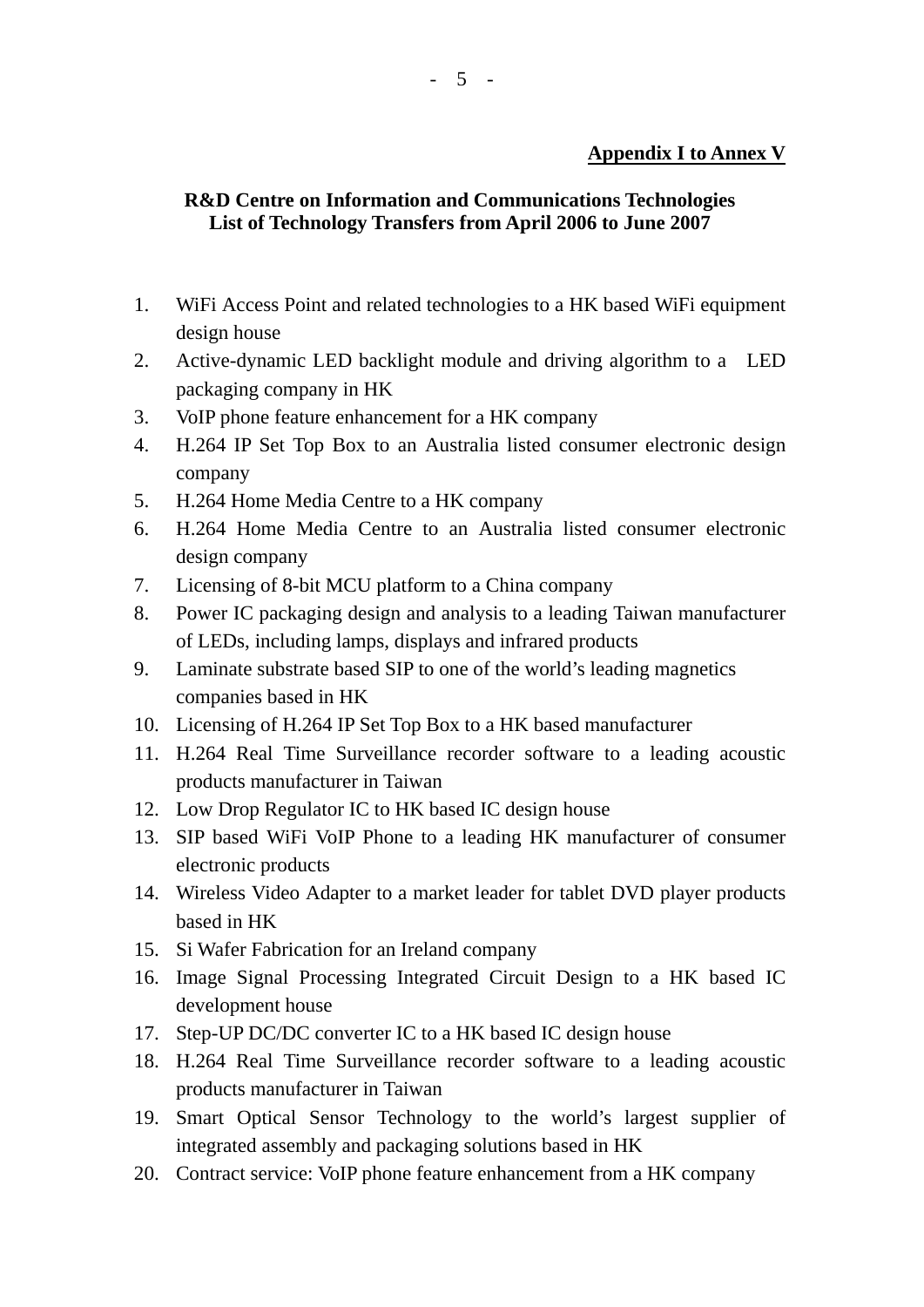**Appendix I to Annex V**

**R&D Centre on Information and Communications Technologies**
**List of Technology Transfers from April 2006 to June 2007**

1. WiFi Access Point and related technologies to a HK based WiFi equipment design house
2. Active-dynamic LED backlight module and driving algorithm to a LED packaging company in HK
3. VoIP phone feature enhancement for a HK company
4. H.264 IP Set Top Box to an Australia listed consumer electronic design company
5. H.264 Home Media Centre to a HK company
6. H.264 Home Media Centre to an Australia listed consumer electronic design company
7. Licensing of 8-bit MCU platform to a China company
8. Power IC packaging design and analysis to a leading Taiwan manufacturer of LEDs, including lamps, displays and infrared products
9. Laminate substrate based SIP to one of the world's leading magnetics companies based in HK
10. Licensing of H.264 IP Set Top Box to a HK based manufacturer
11. H.264 Real Time Surveillance recorder software to a leading acoustic products manufacturer in Taiwan
12. Low Drop Regulator IC to HK based IC design house
13. SIP based WiFi VoIP Phone to a leading HK manufacturer of consumer electronic products
14. Wireless Video Adapter to a market leader for tablet DVD player products based in HK
15. Si Wafer Fabrication for an Ireland company
16. Image Signal Processing Integrated Circuit Design to a HK based IC development house
17. Step-UP DC/DC converter IC to a HK based IC design house
18. H.264 Real Time Surveillance recorder software to a leading acoustic products manufacturer in Taiwan
19. Smart Optical Sensor Technology to the world's largest supplier of integrated assembly and packaging solutions based in HK
20. Contract service: VoIP phone feature enhancement from a HK company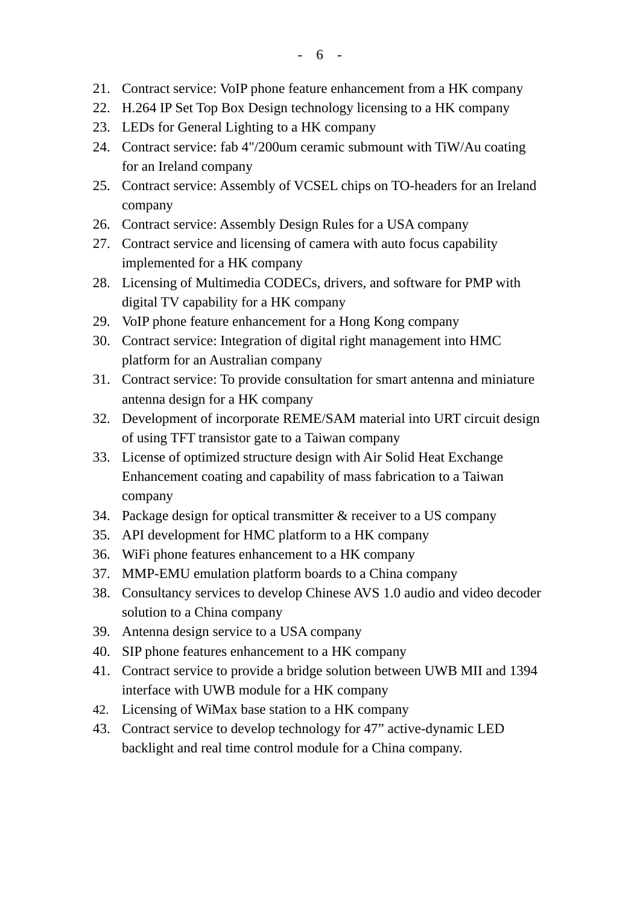21. Contract service: VoIP phone feature enhancement from a HK company
22. H.264 IP Set Top Box Design technology licensing to a HK company
23. LEDs for General Lighting to a HK company
24. Contract service: fab 4"/200um ceramic submount with TiW/Au coating for an Ireland company
25. Contract service: Assembly of VCSEL chips on TO-headers for an Ireland company
26. Contract service: Assembly Design Rules for a USA company
27. Contract service and licensing of camera with auto focus capability implemented for a HK company
28. Licensing of Multimedia CODECs, drivers, and software for PMP with digital TV capability for a HK company
29. VoIP phone feature enhancement for a Hong Kong company
30. Contract service: Integration of digital right management into HMC platform for an Australian company
31. Contract service: To provide consultation for smart antenna and miniature antenna design for a HK company
32. Development of incorporate REME/SAM material into URT circuit design of using TFT transistor gate to a Taiwan company
33. License of optimized structure design with Air Solid Heat Exchange Enhancement coating and capability of mass fabrication to a Taiwan company
34. Package design for optical transmitter & receiver to a US company
35. API development for HMC platform to a HK company
36. WiFi phone features enhancement to a HK company
37. MMP-EMU emulation platform boards to a China company
38. Consultancy services to develop Chinese AVS 1.0 audio and video decoder solution to a China company
39. Antenna design service to a USA company
40. SIP phone features enhancement to a HK company
41. Contract service to provide a bridge solution between UWB MII and 1394 interface with UWB module for a HK company
42. Licensing of WiMax base station to a HK company
43. Contract service to develop technology for 47" active-dynamic LED backlight and real time control module for a China company.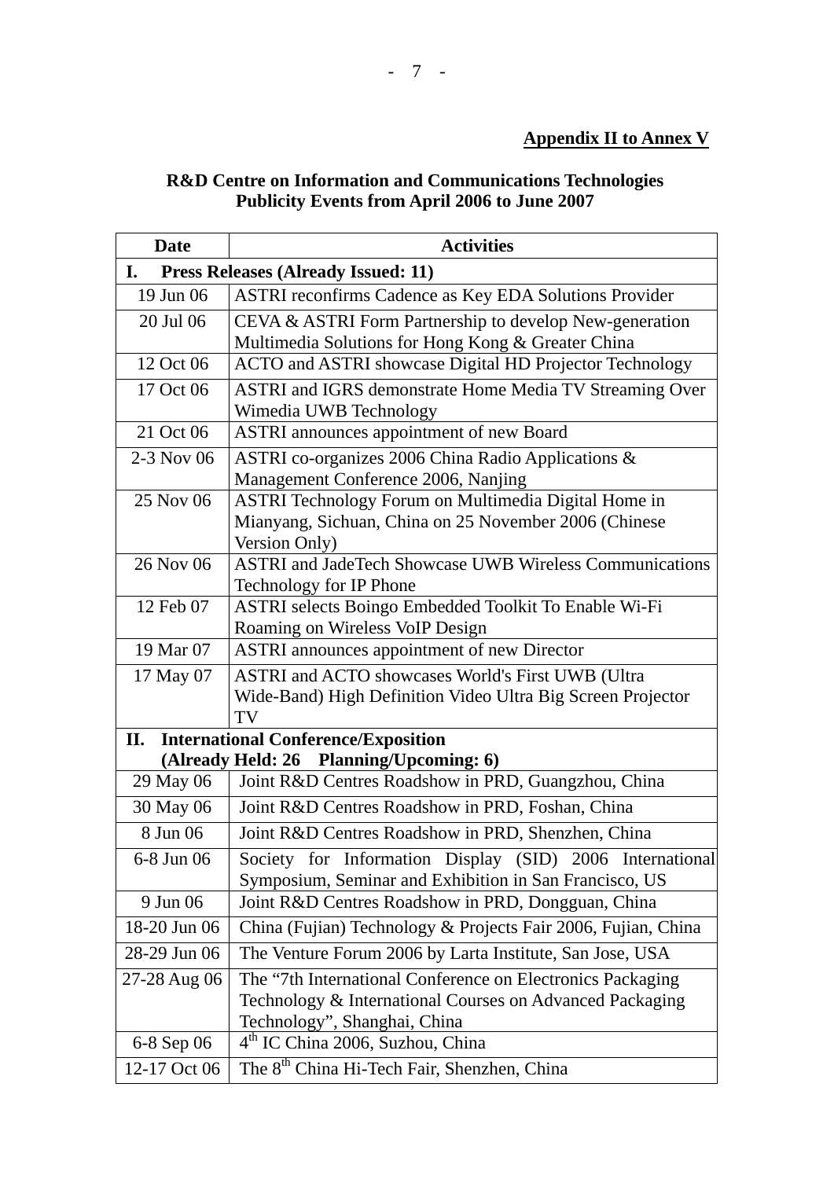**Appendix II to Annex V**

**R&D Centre on Information and Communications Technologies**
**Publicity Events from April 2006 to June 2007**

| Date | Activities |
|---|---|
| **I. Press Releases (Already Issued: 11)** | |
| 19 Jun 06 | ASTRI reconfirms Cadence as Key EDA Solutions Provider |
| 20 Jul 06 | CEVA & ASTRI Form Partnership to develop New-generation Multimedia Solutions for Hong Kong & Greater China |
| 12 Oct 06 | ACTO and ASTRI showcase Digital HD Projector Technology |
| 17 Oct 06 | ASTRI and IGRS demonstrate Home Media TV Streaming Over Wimedia UWB Technology |
| 21 Oct 06 | ASTRI announces appointment of new Board |
| 2-3 Nov 06 | ASTRI co-organizes 2006 China Radio Applications & Management Conference 2006, Nanjing |
| 25 Nov 06 | ASTRI Technology Forum on Multimedia Digital Home in Mianyang, Sichuan, China on 25 November 2006 (Chinese Version Only) |
| 26 Nov 06 | ASTRI and JadeTech Showcase UWB Wireless Communications Technology for IP Phone |
| 12 Feb 07 | ASTRI selects Boingo Embedded Toolkit To Enable Wi-Fi Roaming on Wireless VoIP Design |
| 19 Mar 07 | ASTRI announces appointment of new Director |
| 17 May 07 | ASTRI and ACTO showcases World's First UWB (Ultra Wide-Band) High Definition Video Ultra Big Screen Projector TV |
| **II. International Conference/Exposition (Already Held: 26 Planning/Upcoming: 6)** | |
| 29 May 06 | Joint R&D Centres Roadshow in PRD, Guangzhou, China |
| 30 May 06 | Joint R&D Centres Roadshow in PRD, Foshan, China |
| 8 Jun 06 | Joint R&D Centres Roadshow in PRD, Shenzhen, China |
| 6-8 Jun 06 | Society for Information Display (SID) 2006 International Symposium, Seminar and Exhibition in San Francisco, US |
| 9 Jun 06 | Joint R&D Centres Roadshow in PRD, Dongguan, China |
| 18-20 Jun 06 | China (Fujian) Technology & Projects Fair 2006, Fujian, China |
| 28-29 Jun 06 | The Venture Forum 2006 by Larta Institute, San Jose, USA |
| 27-28 Aug 06 | The "7th International Conference on Electronics Packaging Technology & International Courses on Advanced Packaging Technology", Shanghai, China |
| 6-8 Sep 06 | 4th IC China 2006, Suzhou, China |
| 12-17 Oct 06 | The 8th China Hi-Tech Fair, Shenzhen, China |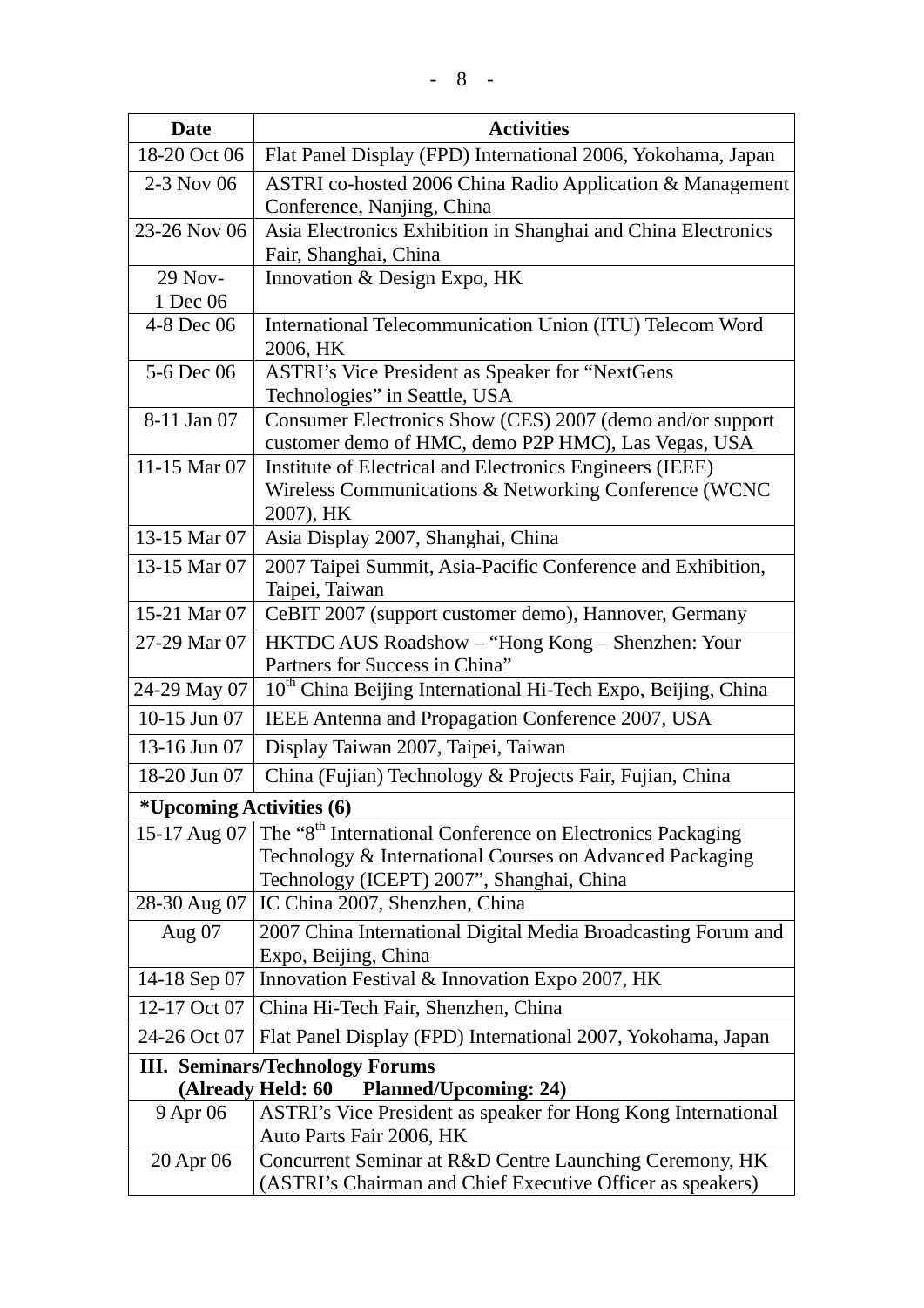| Date | Activities |
|---|---|
| 18-20 Oct 06 | Flat Panel Display (FPD) International 2006, Yokohama, Japan |
| 2-3 Nov 06 | ASTRI co-hosted 2006 China Radio Application & Management Conference, Nanjing, China |
| 23-26 Nov 06 | Asia Electronics Exhibition in Shanghai and China Electronics Fair, Shanghai, China |
| 29 Nov-1 Dec 06 | Innovation & Design Expo, HK |
| 4-8 Dec 06 | International Telecommunication Union (ITU) Telecom Word 2006, HK |
| 5-6 Dec 06 | ASTRI's Vice President as Speaker for "NextGens Technologies" in Seattle, USA |
| 8-11 Jan 07 | Consumer Electronics Show (CES) 2007 (demo and/or support customer demo of HMC, demo P2P HMC), Las Vegas, USA |
| 11-15 Mar 07 | Institute of Electrical and Electronics Engineers (IEEE) Wireless Communications & Networking Conference (WCNC 2007), HK |
| 13-15 Mar 07 | Asia Display 2007, Shanghai, China |
| 13-15 Mar 07 | 2007 Taipei Summit, Asia-Pacific Conference and Exhibition, Taipei, Taiwan |
| 15-21 Mar 07 | CeBIT 2007 (support customer demo), Hannover, Germany |
| 27-29 Mar 07 | HKTDC AUS Roadshow – "Hong Kong – Shenzhen: Your Partners for Success in China" |
| 24-29 May 07 | 10th China Beijing International Hi-Tech Expo, Beijing, China |
| 10-15 Jun 07 | IEEE Antenna and Propagation Conference 2007, USA |
| 13-16 Jun 07 | Display Taiwan 2007, Taipei, Taiwan |
| 18-20 Jun 07 | China (Fujian) Technology & Projects Fair, Fujian, China |
| **\*Upcoming Activities (6)** | |
| 15-17 Aug 07 | The "8th International Conference on Electronics Packaging Technology & International Courses on Advanced Packaging Technology (ICEPT) 2007", Shanghai, China |
| 28-30 Aug 07 | IC China 2007, Shenzhen, China |
| Aug 07 | 2007 China International Digital Media Broadcasting Forum and Expo, Beijing, China |
| 14-18 Sep 07 | Innovation Festival & Innovation Expo 2007, HK |
| 12-17 Oct 07 | China Hi-Tech Fair, Shenzhen, China |
| 24-26 Oct 07 | Flat Panel Display (FPD) International 2007, Yokohama, Japan |
| **III. Seminars/Technology Forums (Already Held: 60 Planned/Upcoming: 24)** | |
| 9 Apr 06 | ASTRI's Vice President as speaker for Hong Kong International Auto Parts Fair 2006, HK |
| 20 Apr 06 | Concurrent Seminar at R&D Centre Launching Ceremony, HK (ASTRI's Chairman and Chief Executive Officer as speakers) |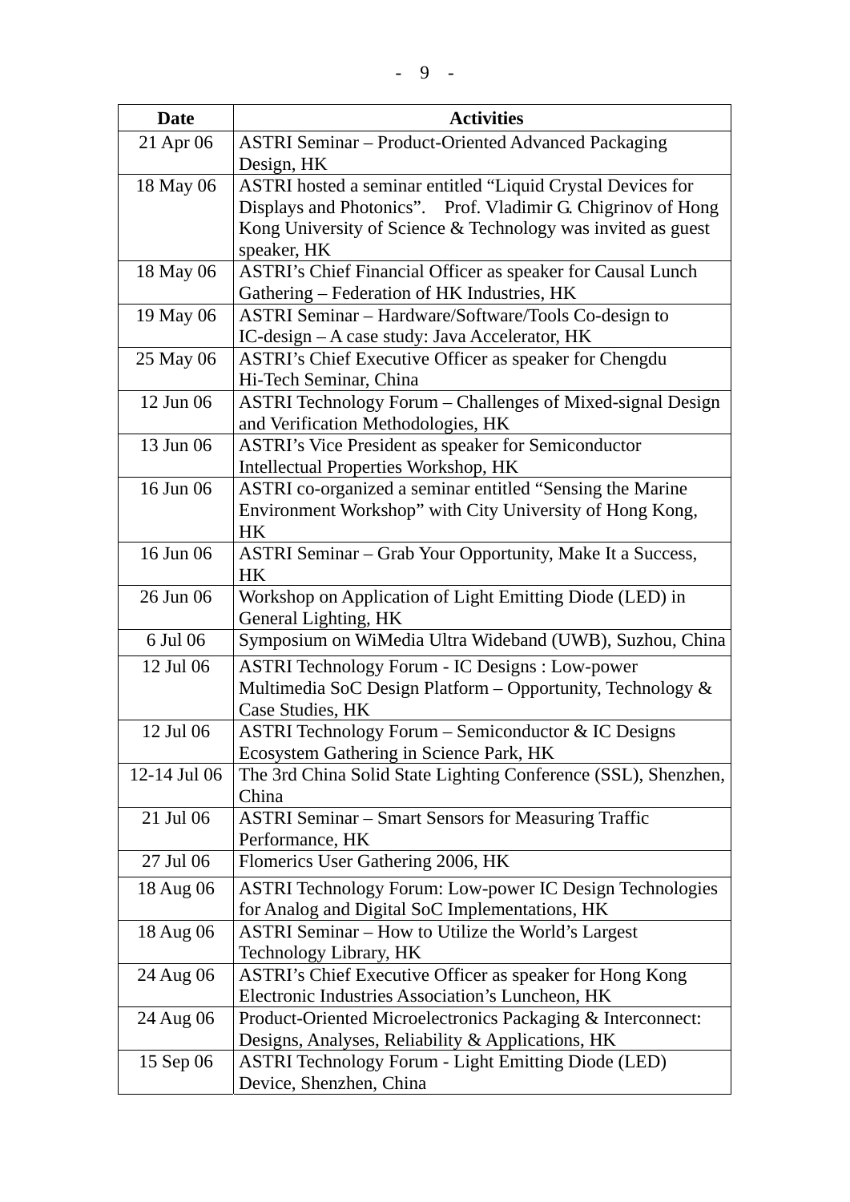| Date | Activities |
|---|---|
| 21 Apr 06 | ASTRI Seminar – Product-Oriented Advanced Packaging Design, HK |
| 18 May 06 | ASTRI hosted a seminar entitled "Liquid Crystal Devices for Displays and Photonics". Prof. Vladimir G. Chigrinov of Hong Kong University of Science & Technology was invited as guest speaker, HK |
| 18 May 06 | ASTRI's Chief Financial Officer as speaker for Causal Lunch Gathering – Federation of HK Industries, HK |
| 19 May 06 | ASTRI Seminar – Hardware/Software/Tools Co-design to IC-design – A case study: Java Accelerator, HK |
| 25 May 06 | ASTRI's Chief Executive Officer as speaker for Chengdu Hi-Tech Seminar, China |
| 12 Jun 06 | ASTRI Technology Forum – Challenges of Mixed-signal Design and Verification Methodologies, HK |
| 13 Jun 06 | ASTRI's Vice President as speaker for Semiconductor Intellectual Properties Workshop, HK |
| 16 Jun 06 | ASTRI co-organized a seminar entitled "Sensing the Marine Environment Workshop" with City University of Hong Kong, HK |
| 16 Jun 06 | ASTRI Seminar – Grab Your Opportunity, Make It a Success, HK |
| 26 Jun 06 | Workshop on Application of Light Emitting Diode (LED) in General Lighting, HK |
| 6 Jul 06 | Symposium on WiMedia Ultra Wideband (UWB), Suzhou, China |
| 12 Jul 06 | ASTRI Technology Forum - IC Designs : Low-power Multimedia SoC Design Platform – Opportunity, Technology & Case Studies, HK |
| 12 Jul 06 | ASTRI Technology Forum – Semiconductor & IC Designs Ecosystem Gathering in Science Park, HK |
| 12-14 Jul 06 | The 3rd China Solid State Lighting Conference (SSL), Shenzhen, China |
| 21 Jul 06 | ASTRI Seminar – Smart Sensors for Measuring Traffic Performance, HK |
| 27 Jul 06 | Flomerics User Gathering 2006, HK |
| 18 Aug 06 | ASTRI Technology Forum: Low-power IC Design Technologies for Analog and Digital SoC Implementations, HK |
| 18 Aug 06 | ASTRI Seminar – How to Utilize the World's Largest Technology Library, HK |
| 24 Aug 06 | ASTRI's Chief Executive Officer as speaker for Hong Kong Electronic Industries Association's Luncheon, HK |
| 24 Aug 06 | Product-Oriented Microelectronics Packaging & Interconnect: Designs, Analyses, Reliability & Applications, HK |
| 15 Sep 06 | ASTRI Technology Forum - Light Emitting Diode (LED) Device, Shenzhen, China |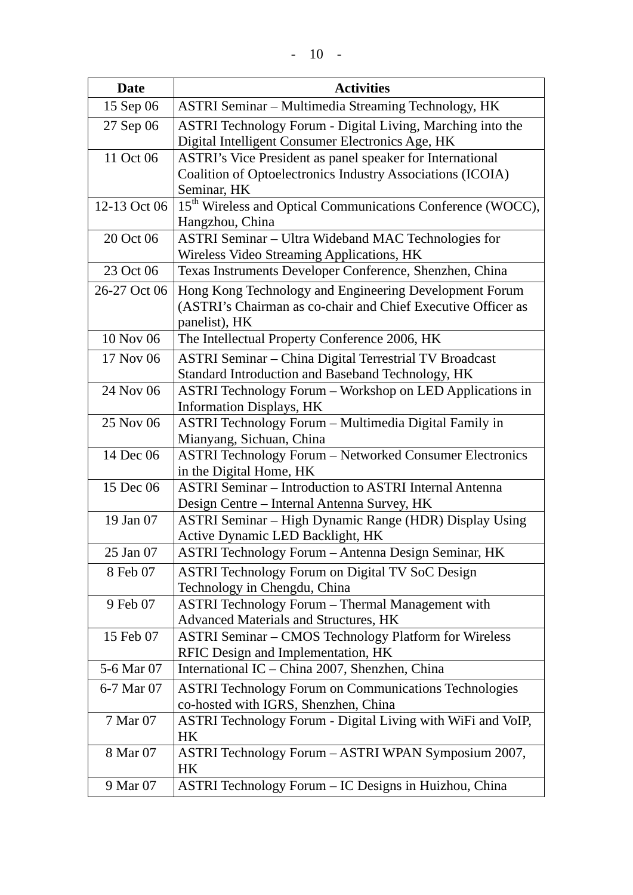| Date | Activities |
|---|---|
| 15 Sep 06 | ASTRI Seminar – Multimedia Streaming Technology, HK |
| 27 Sep 06 | ASTRI Technology Forum - Digital Living, Marching into the Digital Intelligent Consumer Electronics Age, HK |
| 11 Oct 06 | ASTRI's Vice President as panel speaker for International Coalition of Optoelectronics Industry Associations (ICOIA) Seminar, HK |
| 12-13 Oct 06 | 15th Wireless and Optical Communications Conference (WOCC), Hangzhou, China |
| 20 Oct 06 | ASTRI Seminar – Ultra Wideband MAC Technologies for Wireless Video Streaming Applications, HK |
| 23 Oct 06 | Texas Instruments Developer Conference, Shenzhen, China |
| 26-27 Oct 06 | Hong Kong Technology and Engineering Development Forum (ASTRI's Chairman as co-chair and Chief Executive Officer as panelist), HK |
| 10 Nov 06 | The Intellectual Property Conference 2006, HK |
| 17 Nov 06 | ASTRI Seminar – China Digital Terrestrial TV Broadcast Standard Introduction and Baseband Technology, HK |
| 24 Nov 06 | ASTRI Technology Forum – Workshop on LED Applications in Information Displays, HK |
| 25 Nov 06 | ASTRI Technology Forum – Multimedia Digital Family in Mianyang, Sichuan, China |
| 14 Dec 06 | ASTRI Technology Forum – Networked Consumer Electronics in the Digital Home, HK |
| 15 Dec 06 | ASTRI Seminar – Introduction to ASTRI Internal Antenna Design Centre – Internal Antenna Survey, HK |
| 19 Jan 07 | ASTRI Seminar – High Dynamic Range (HDR) Display Using Active Dynamic LED Backlight, HK |
| 25 Jan 07 | ASTRI Technology Forum – Antenna Design Seminar, HK |
| 8 Feb 07 | ASTRI Technology Forum on Digital TV SoC Design Technology in Chengdu, China |
| 9 Feb 07 | ASTRI Technology Forum – Thermal Management with Advanced Materials and Structures, HK |
| 15 Feb 07 | ASTRI Seminar – CMOS Technology Platform for Wireless RFIC Design and Implementation, HK |
| 5-6 Mar 07 | International IC – China 2007, Shenzhen, China |
| 6-7 Mar 07 | ASTRI Technology Forum on Communications Technologies co-hosted with IGRS, Shenzhen, China |
| 7 Mar 07 | ASTRI Technology Forum - Digital Living with WiFi and VoIP, HK |
| 8 Mar 07 | ASTRI Technology Forum – ASTRI WPAN Symposium 2007, HK |
| 9 Mar 07 | ASTRI Technology Forum – IC Designs in Huizhou, China |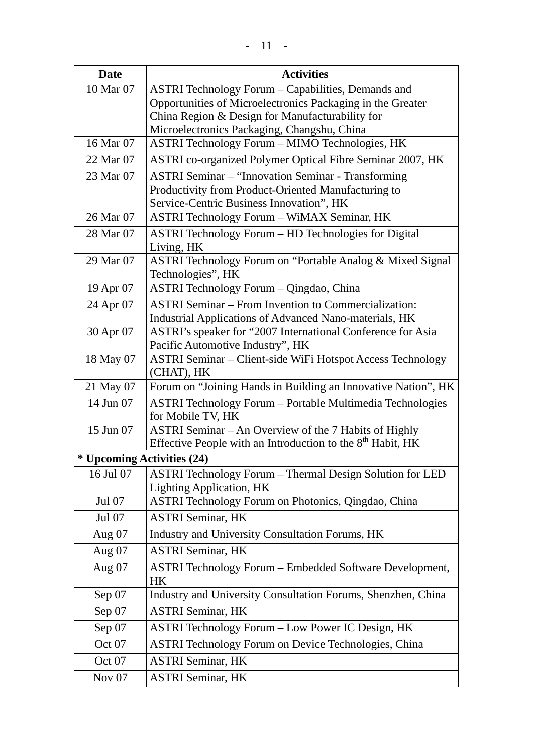| Date | Activities |
|---|---|
| 10 Mar 07 | ASTRI Technology Forum – Capabilities, Demands and Opportunities of Microelectronics Packaging in the Greater China Region & Design for Manufacturability for Microelectronics Packaging, Changshu, China |
| 16 Mar 07 | ASTRI Technology Forum – MIMO Technologies, HK |
| 22 Mar 07 | ASTRI co-organized Polymer Optical Fibre Seminar 2007, HK |
| 23 Mar 07 | ASTRI Seminar – "Innovation Seminar - Transforming Productivity from Product-Oriented Manufacturing to Service-Centric Business Innovation", HK |
| 26 Mar 07 | ASTRI Technology Forum – WiMAX Seminar, HK |
| 28 Mar 07 | ASTRI Technology Forum – HD Technologies for Digital Living, HK |
| 29 Mar 07 | ASTRI Technology Forum on "Portable Analog & Mixed Signal Technologies", HK |
| 19 Apr 07 | ASTRI Technology Forum – Qingdao, China |
| 24 Apr 07 | ASTRI Seminar – From Invention to Commercialization: Industrial Applications of Advanced Nano-materials, HK |
| 30 Apr 07 | ASTRI's speaker for "2007 International Conference for Asia Pacific Automotive Industry", HK |
| 18 May 07 | ASTRI Seminar – Client-side WiFi Hotspot Access Technology (CHAT), HK |
| 21 May 07 | Forum on "Joining Hands in Building an Innovative Nation", HK |
| 14 Jun 07 | ASTRI Technology Forum – Portable Multimedia Technologies for Mobile TV, HK |
| 15 Jun 07 | ASTRI Seminar – An Overview of the 7 Habits of Highly Effective People with an Introduction to the 8th Habit, HK |
| **\* Upcoming Activities (24)** | |
| 16 Jul 07 | ASTRI Technology Forum – Thermal Design Solution for LED Lighting Application, HK |
| Jul 07 | ASTRI Technology Forum on Photonics, Qingdao, China |
| Jul 07 | ASTRI Seminar, HK |
| Aug 07 | Industry and University Consultation Forums, HK |
| Aug 07 | ASTRI Seminar, HK |
| Aug 07 | ASTRI Technology Forum – Embedded Software Development, HK |
| Sep 07 | Industry and University Consultation Forums, Shenzhen, China |
| Sep 07 | ASTRI Seminar, HK |
| Sep 07 | ASTRI Technology Forum – Low Power IC Design, HK |
| Oct 07 | ASTRI Technology Forum on Device Technologies, China |
| Oct 07 | ASTRI Seminar, HK |
| Nov 07 | ASTRI Seminar, HK |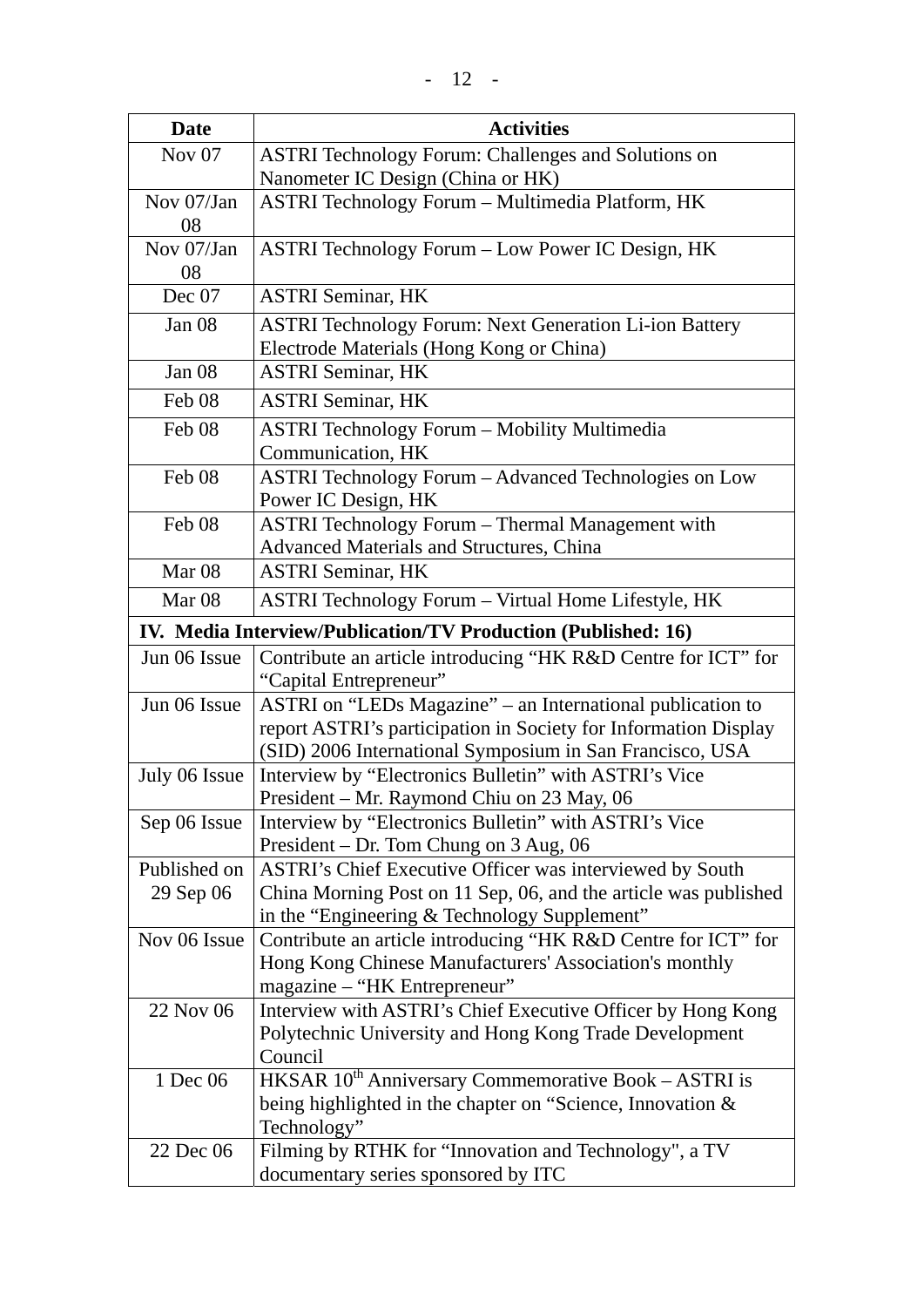| Date | Activities |
|---|---|
| Nov 07 | ASTRI Technology Forum: Challenges and Solutions on Nanometer IC Design (China or HK) |
| Nov 07/Jan 08 | ASTRI Technology Forum – Multimedia Platform, HK |
| Nov 07/Jan 08 | ASTRI Technology Forum – Low Power IC Design, HK |
| Dec 07 | ASTRI Seminar, HK |
| Jan 08 | ASTRI Technology Forum: Next Generation Li-ion Battery Electrode Materials (Hong Kong or China) |
| Jan 08 | ASTRI Seminar, HK |
| Feb 08 | ASTRI Seminar, HK |
| Feb 08 | ASTRI Technology Forum – Mobility Multimedia Communication, HK |
| Feb 08 | ASTRI Technology Forum – Advanced Technologies on Low Power IC Design, HK |
| Feb 08 | ASTRI Technology Forum – Thermal Management with Advanced Materials and Structures, China |
| Mar 08 | ASTRI Seminar, HK |
| Mar 08 | ASTRI Technology Forum – Virtual Home Lifestyle, HK |
| **IV. Media Interview/Publication/TV Production (Published: 16)** | |
| Jun 06 Issue | Contribute an article introducing "HK R&D Centre for ICT" for "Capital Entrepreneur" |
| Jun 06 Issue | ASTRI on "LEDs Magazine" – an International publication to report ASTRI's participation in Society for Information Display (SID) 2006 International Symposium in San Francisco, USA |
| July 06 Issue | Interview by "Electronics Bulletin" with ASTRI's Vice President – Mr. Raymond Chiu on 23 May, 06 |
| Sep 06 Issue | Interview by "Electronics Bulletin" with ASTRI's Vice President – Dr. Tom Chung on 3 Aug, 06 |
| Published on 29 Sep 06 | ASTRI's Chief Executive Officer was interviewed by South China Morning Post on 11 Sep, 06, and the article was published in the "Engineering & Technology Supplement" |
| Nov 06 Issue | Contribute an article introducing "HK R&D Centre for ICT" for Hong Kong Chinese Manufacturers' Association's monthly magazine – "HK Entrepreneur" |
| 22 Nov 06 | Interview with ASTRI's Chief Executive Officer by Hong Kong Polytechnic University and Hong Kong Trade Development Council |
| 1 Dec 06 | HKSAR 10th Anniversary Commemorative Book – ASTRI is being highlighted in the chapter on "Science, Innovation & Technology" |
| 22 Dec 06 | Filming by RTHK for "Innovation and Technology", a TV documentary series sponsored by ITC |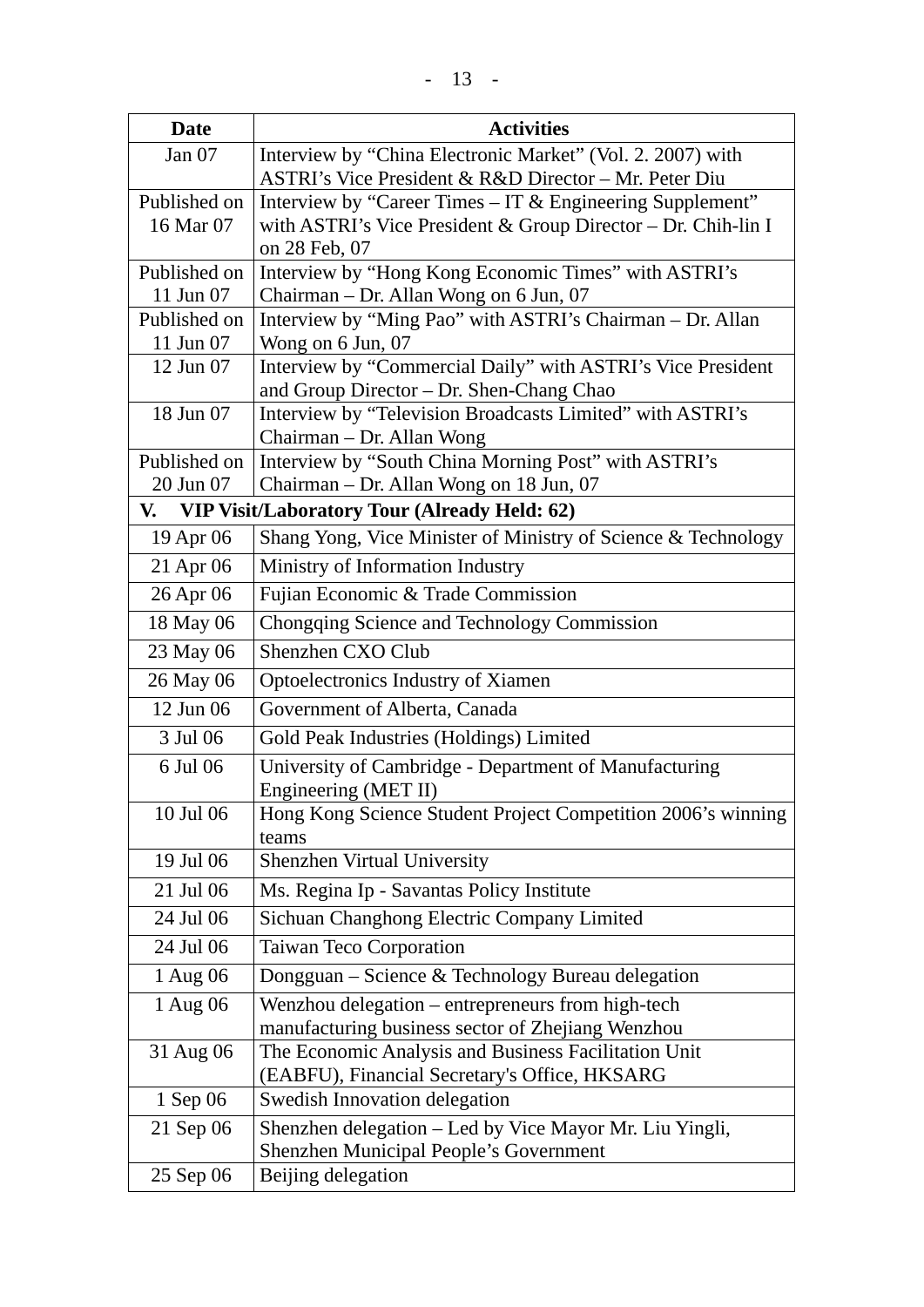| Date | Activities |
|---|---|
| Jan 07 | Interview by "China Electronic Market" (Vol. 2. 2007) with ASTRI's Vice President & R&D Director – Mr. Peter Diu |
| Published on 16 Mar 07 | Interview by "Career Times – IT & Engineering Supplement" with ASTRI's Vice President & Group Director – Dr. Chih-lin I on 28 Feb, 07 |
| Published on 11 Jun 07 | Interview by "Hong Kong Economic Times" with ASTRI's Chairman – Dr. Allan Wong on 6 Jun, 07 |
| Published on 11 Jun 07 | Interview by "Ming Pao" with ASTRI's Chairman – Dr. Allan Wong on 6 Jun, 07 |
| 12 Jun 07 | Interview by "Commercial Daily" with ASTRI's Vice President and Group Director – Dr. Shen-Chang Chao |
| 18 Jun 07 | Interview by "Television Broadcasts Limited" with ASTRI's Chairman – Dr. Allan Wong |
| Published on 20 Jun 07 | Interview by "South China Morning Post" with ASTRI's Chairman – Dr. Allan Wong on 18 Jun, 07 |
| **V. VIP Visit/Laboratory Tour (Already Held: 62)** | |
| 19 Apr 06 | Shang Yong, Vice Minister of Ministry of Science & Technology |
| 21 Apr 06 | Ministry of Information Industry |
| 26 Apr 06 | Fujian Economic & Trade Commission |
| 18 May 06 | Chongqing Science and Technology Commission |
| 23 May 06 | Shenzhen CXO Club |
| 26 May 06 | Optoelectronics Industry of Xiamen |
| 12 Jun 06 | Government of Alberta, Canada |
| 3 Jul 06 | Gold Peak Industries (Holdings) Limited |
| 6 Jul 06 | University of Cambridge - Department of Manufacturing Engineering (MET II) |
| 10 Jul 06 | Hong Kong Science Student Project Competition 2006's winning teams |
| 19 Jul 06 | Shenzhen Virtual University |
| 21 Jul 06 | Ms. Regina Ip - Savantas Policy Institute |
| 24 Jul 06 | Sichuan Changhong Electric Company Limited |
| 24 Jul 06 | Taiwan Teco Corporation |
| 1 Aug 06 | Dongguan – Science & Technology Bureau delegation |
| 1 Aug 06 | Wenzhou delegation – entrepreneurs from high-tech manufacturing business sector of Zhejiang Wenzhou |
| 31 Aug 06 | The Economic Analysis and Business Facilitation Unit (EABFU), Financial Secretary's Office, HKSARG |
| 1 Sep 06 | Swedish Innovation delegation |
| 21 Sep 06 | Shenzhen delegation – Led by Vice Mayor Mr. Liu Yingli, Shenzhen Municipal People's Government |
| 25 Sep 06 | Beijing delegation |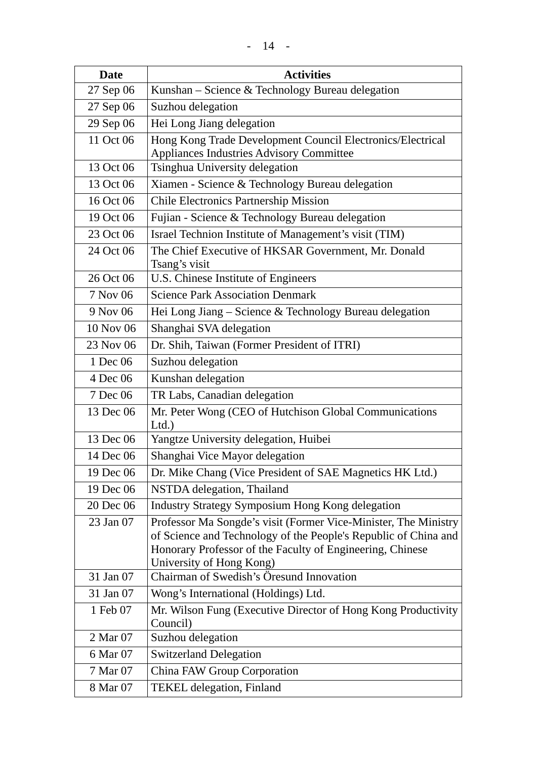| Date | Activities |
| --- | --- |
| 27 Sep 06 | Kunshan – Science & Technology Bureau delegation |
| 27 Sep 06 | Suzhou delegation |
| 29 Sep 06 | Hei Long Jiang delegation |
| 11 Oct 06 | Hong Kong Trade Development Council Electronics/Electrical Appliances Industries Advisory Committee |
| 13 Oct 06 | Tsinghua University delegation |
| 13 Oct 06 | Xiamen - Science & Technology Bureau delegation |
| 16 Oct 06 | Chile Electronics Partnership Mission |
| 19 Oct 06 | Fujian - Science & Technology Bureau delegation |
| 23 Oct 06 | Israel Technion Institute of Management's visit (TIM) |
| 24 Oct 06 | The Chief Executive of HKSAR Government, Mr. Donald Tsang's visit |
| 26 Oct 06 | U.S. Chinese Institute of Engineers |
| 7 Nov 06 | Science Park Association Denmark |
| 9 Nov 06 | Hei Long Jiang – Science & Technology Bureau delegation |
| 10 Nov 06 | Shanghai SVA delegation |
| 23 Nov 06 | Dr. Shih, Taiwan (Former President of ITRI) |
| 1 Dec 06 | Suzhou delegation |
| 4 Dec 06 | Kunshan delegation |
| 7 Dec 06 | TR Labs, Canadian delegation |
| 13 Dec 06 | Mr. Peter Wong (CEO of Hutchison Global Communications Ltd.) |
| 13 Dec 06 | Yangtze University delegation, Huibei |
| 14 Dec 06 | Shanghai Vice Mayor delegation |
| 19 Dec 06 | Dr. Mike Chang (Vice President of SAE Magnetics HK Ltd.) |
| 19 Dec 06 | NSTDA delegation, Thailand |
| 20 Dec 06 | Industry Strategy Symposium Hong Kong delegation |
| 23 Jan 07 | Professor Ma Songde's visit (Former Vice-Minister, The Ministry of Science and Technology of the People's Republic of China and Honorary Professor of the Faculty of Engineering, Chinese University of Hong Kong) |
| 31 Jan 07 | Chairman of Swedish's Öresund Innovation |
| 31 Jan 07 | Wong's International (Holdings) Ltd. |
| 1 Feb 07 | Mr. Wilson Fung (Executive Director of Hong Kong Productivity Council) |
| 2 Mar 07 | Suzhou delegation |
| 6 Mar 07 | Switzerland Delegation |
| 7 Mar 07 | China FAW Group Corporation |
| 8 Mar 07 | TEKEL delegation, Finland |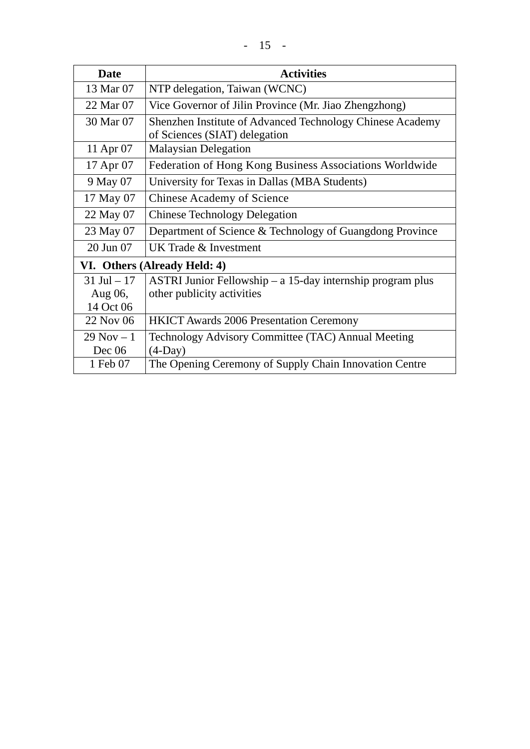| Date | Activities |
| --- | --- |
| 13 Mar 07 | NTP delegation, Taiwan (WCNC) |
| 22 Mar 07 | Vice Governor of Jilin Province (Mr. Jiao Zhengzhong) |
| 30 Mar 07 | Shenzhen Institute of Advanced Technology Chinese Academy of Sciences (SIAT) delegation |
| 11 Apr 07 | Malaysian Delegation |
| 17 Apr 07 | Federation of Hong Kong Business Associations Worldwide |
| 9 May 07 | University for Texas in Dallas (MBA Students) |
| 17 May 07 | Chinese Academy of Science |
| 22 May 07 | Chinese Technology Delegation |
| 23 May 07 | Department of Science & Technology of Guangdong Province |
| 20 Jun 07 | UK Trade & Investment |
| **VI. Others (Already Held: 4)** | |
| 31 Jul – 17 Aug 06, 14 Oct 06 | ASTRI Junior Fellowship – a 15-day internship program plus other publicity activities |
| 22 Nov 06 | HKICT Awards 2006 Presentation Ceremony |
| 29 Nov – 1 Dec 06 | Technology Advisory Committee (TAC) Annual Meeting (4-Day) |
| 1 Feb 07 | The Opening Ceremony of Supply Chain Innovation Centre |